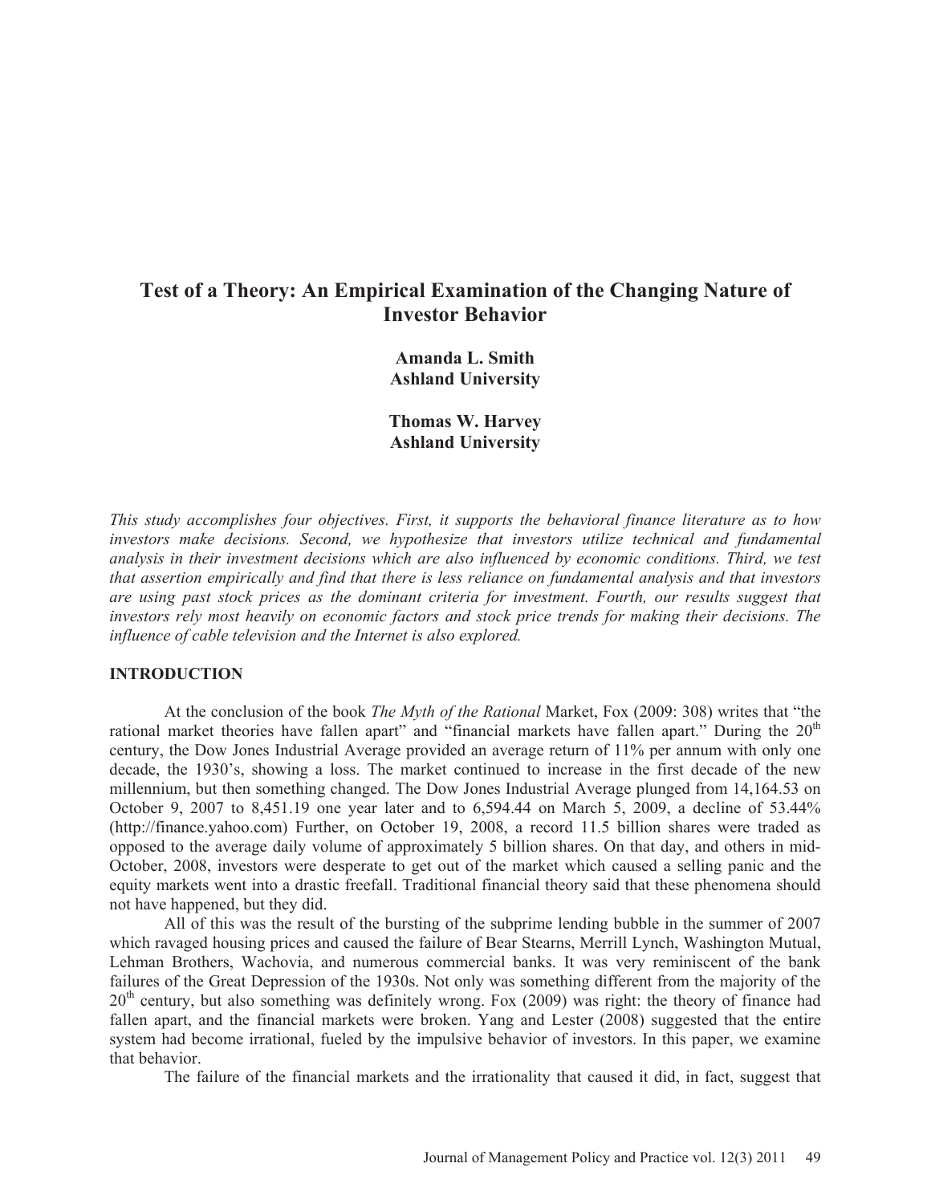# Test of a Theory: An Empirical Examination of the Changing Nature of Investor Behavior

**Amanda L. Smith**
**Ashland University**

**Thomas W. Harvey**
**Ashland University**

*This study accomplishes four objectives. First, it supports the behavioral finance literature as to how investors make decisions. Second, we hypothesize that investors utilize technical and fundamental analysis in their investment decisions which are also influenced by economic conditions. Third, we test that assertion empirically and find that there is less reliance on fundamental analysis and that investors are using past stock prices as the dominant criteria for investment. Fourth, our results suggest that investors rely most heavily on economic factors and stock price trends for making their decisions. The influence of cable television and the Internet is also explored.*

## INTRODUCTION

At the conclusion of the book *The Myth of the Rational* Market, Fox (2009: 308) writes that "the rational market theories have fallen apart" and "financial markets have fallen apart." During the 20th century, the Dow Jones Industrial Average provided an average return of 11% per annum with only one decade, the 1930's, showing a loss. The market continued to increase in the first decade of the new millennium, but then something changed. The Dow Jones Industrial Average plunged from 14,164.53 on October 9, 2007 to 8,451.19 one year later and to 6,594.44 on March 5, 2009, a decline of 53.44% (http://finance.yahoo.com) Further, on October 19, 2008, a record 11.5 billion shares were traded as opposed to the average daily volume of approximately 5 billion shares. On that day, and others in mid-October, 2008, investors were desperate to get out of the market which caused a selling panic and the equity markets went into a drastic freefall. Traditional financial theory said that these phenomena should not have happened, but they did.

All of this was the result of the bursting of the subprime lending bubble in the summer of 2007 which ravaged housing prices and caused the failure of Bear Stearns, Merrill Lynch, Washington Mutual, Lehman Brothers, Wachovia, and numerous commercial banks. It was very reminiscent of the bank failures of the Great Depression of the 1930s. Not only was something different from the majority of the 20th century, but also something was definitely wrong. Fox (2009) was right: the theory of finance had fallen apart, and the financial markets were broken. Yang and Lester (2008) suggested that the entire system had become irrational, fueled by the impulsive behavior of investors. In this paper, we examine that behavior.

The failure of the financial markets and the irrationality that caused it did, in fact, suggest that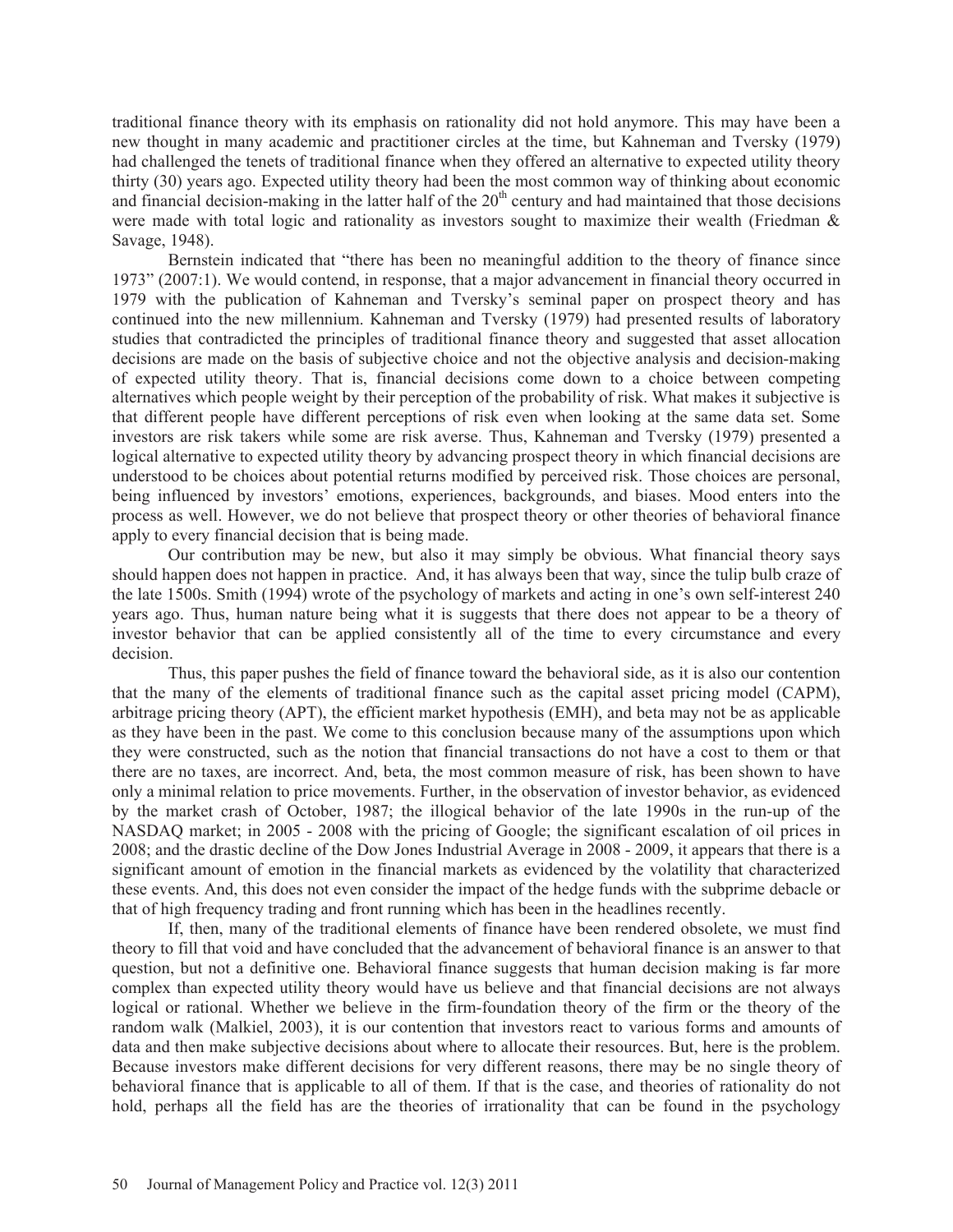traditional finance theory with its emphasis on rationality did not hold anymore. This may have been a new thought in many academic and practitioner circles at the time, but Kahneman and Tversky (1979) had challenged the tenets of traditional finance when they offered an alternative to expected utility theory thirty (30) years ago. Expected utility theory had been the most common way of thinking about economic and financial decision-making in the latter half of the 20th century and had maintained that those decisions were made with total logic and rationality as investors sought to maximize their wealth (Friedman & Savage, 1948).

Bernstein indicated that "there has been no meaningful addition to the theory of finance since 1973" (2007:1). We would contend, in response, that a major advancement in financial theory occurred in 1979 with the publication of Kahneman and Tversky's seminal paper on prospect theory and has continued into the new millennium. Kahneman and Tversky (1979) had presented results of laboratory studies that contradicted the principles of traditional finance theory and suggested that asset allocation decisions are made on the basis of subjective choice and not the objective analysis and decision-making of expected utility theory. That is, financial decisions come down to a choice between competing alternatives which people weight by their perception of the probability of risk. What makes it subjective is that different people have different perceptions of risk even when looking at the same data set. Some investors are risk takers while some are risk averse. Thus, Kahneman and Tversky (1979) presented a logical alternative to expected utility theory by advancing prospect theory in which financial decisions are understood to be choices about potential returns modified by perceived risk. Those choices are personal, being influenced by investors' emotions, experiences, backgrounds, and biases. Mood enters into the process as well. However, we do not believe that prospect theory or other theories of behavioral finance apply to every financial decision that is being made.

Our contribution may be new, but also it may simply be obvious. What financial theory says should happen does not happen in practice. And, it has always been that way, since the tulip bulb craze of the late 1500s. Smith (1994) wrote of the psychology of markets and acting in one's own self-interest 240 years ago. Thus, human nature being what it is suggests that there does not appear to be a theory of investor behavior that can be applied consistently all of the time to every circumstance and every decision.

Thus, this paper pushes the field of finance toward the behavioral side, as it is also our contention that the many of the elements of traditional finance such as the capital asset pricing model (CAPM), arbitrage pricing theory (APT), the efficient market hypothesis (EMH), and beta may not be as applicable as they have been in the past. We come to this conclusion because many of the assumptions upon which they were constructed, such as the notion that financial transactions do not have a cost to them or that there are no taxes, are incorrect. And, beta, the most common measure of risk, has been shown to have only a minimal relation to price movements. Further, in the observation of investor behavior, as evidenced by the market crash of October, 1987; the illogical behavior of the late 1990s in the run-up of the NASDAQ market; in 2005 - 2008 with the pricing of Google; the significant escalation of oil prices in 2008; and the drastic decline of the Dow Jones Industrial Average in 2008 - 2009, it appears that there is a significant amount of emotion in the financial markets as evidenced by the volatility that characterized these events. And, this does not even consider the impact of the hedge funds with the subprime debacle or that of high frequency trading and front running which has been in the headlines recently.

If, then, many of the traditional elements of finance have been rendered obsolete, we must find theory to fill that void and have concluded that the advancement of behavioral finance is an answer to that question, but not a definitive one. Behavioral finance suggests that human decision making is far more complex than expected utility theory would have us believe and that financial decisions are not always logical or rational. Whether we believe in the firm-foundation theory of the firm or the theory of the random walk (Malkiel, 2003), it is our contention that investors react to various forms and amounts of data and then make subjective decisions about where to allocate their resources. But, here is the problem. Because investors make different decisions for very different reasons, there may be no single theory of behavioral finance that is applicable to all of them. If that is the case, and theories of rationality do not hold, perhaps all the field has are the theories of irrationality that can be found in the psychology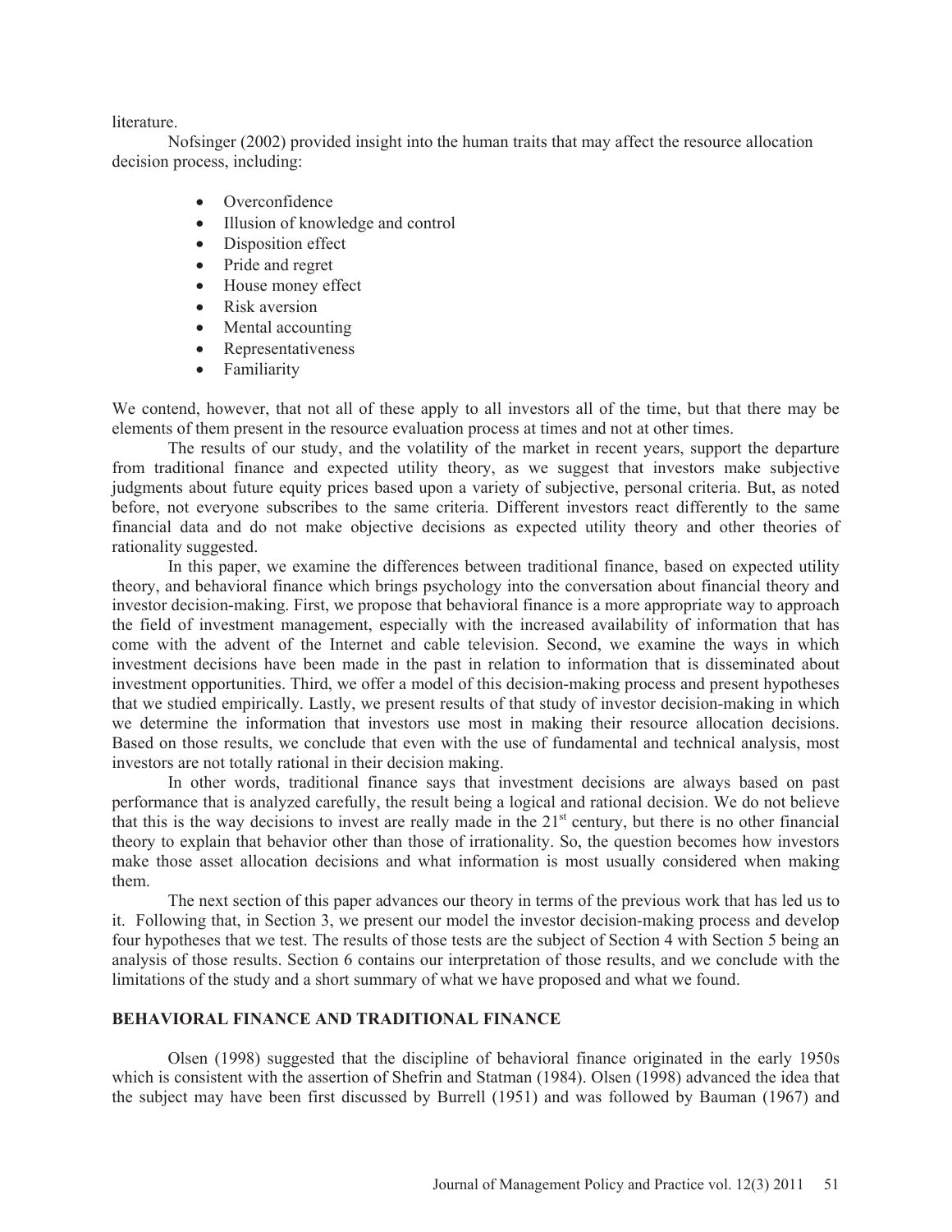literature.

Nofsinger (2002) provided insight into the human traits that may affect the resource allocation decision process, including:

- Overconfidence
- Illusion of knowledge and control
- Disposition effect
- Pride and regret
- House money effect
- Risk aversion
- Mental accounting
- Representativeness
- Familiarity

We contend, however, that not all of these apply to all investors all of the time, but that there may be elements of them present in the resource evaluation process at times and not at other times.

The results of our study, and the volatility of the market in recent years, support the departure from traditional finance and expected utility theory, as we suggest that investors make subjective judgments about future equity prices based upon a variety of subjective, personal criteria. But, as noted before, not everyone subscribes to the same criteria. Different investors react differently to the same financial data and do not make objective decisions as expected utility theory and other theories of rationality suggested.

In this paper, we examine the differences between traditional finance, based on expected utility theory, and behavioral finance which brings psychology into the conversation about financial theory and investor decision-making. First, we propose that behavioral finance is a more appropriate way to approach the field of investment management, especially with the increased availability of information that has come with the advent of the Internet and cable television. Second, we examine the ways in which investment decisions have been made in the past in relation to information that is disseminated about investment opportunities. Third, we offer a model of this decision-making process and present hypotheses that we studied empirically. Lastly, we present results of that study of investor decision-making in which we determine the information that investors use most in making their resource allocation decisions. Based on those results, we conclude that even with the use of fundamental and technical analysis, most investors are not totally rational in their decision making.

In other words, traditional finance says that investment decisions are always based on past performance that is analyzed carefully, the result being a logical and rational decision. We do not believe that this is the way decisions to invest are really made in the 21st century, but there is no other financial theory to explain that behavior other than those of irrationality. So, the question becomes how investors make those asset allocation decisions and what information is most usually considered when making them.

The next section of this paper advances our theory in terms of the previous work that has led us to it. Following that, in Section 3, we present our model the investor decision-making process and develop four hypotheses that we test. The results of those tests are the subject of Section 4 with Section 5 being an analysis of those results. Section 6 contains our interpretation of those results, and we conclude with the limitations of the study and a short summary of what we have proposed and what we found.

## BEHAVIORAL FINANCE AND TRADITIONAL FINANCE

Olsen (1998) suggested that the discipline of behavioral finance originated in the early 1950s which is consistent with the assertion of Shefrin and Statman (1984). Olsen (1998) advanced the idea that the subject may have been first discussed by Burrell (1951) and was followed by Bauman (1967) and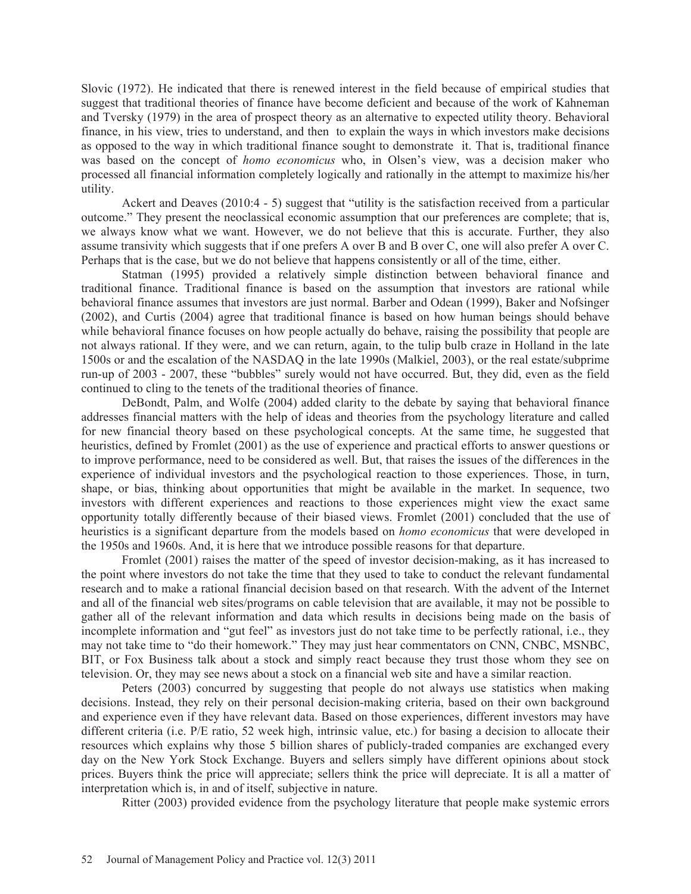Slovic (1972). He indicated that there is renewed interest in the field because of empirical studies that suggest that traditional theories of finance have become deficient and because of the work of Kahneman and Tversky (1979) in the area of prospect theory as an alternative to expected utility theory. Behavioral finance, in his view, tries to understand, and then to explain the ways in which investors make decisions as opposed to the way in which traditional finance sought to demonstrate it. That is, traditional finance was based on the concept of *homo economicus* who, in Olsen's view, was a decision maker who processed all financial information completely logically and rationally in the attempt to maximize his/her utility.

Ackert and Deaves (2010:4 - 5) suggest that "utility is the satisfaction received from a particular outcome." They present the neoclassical economic assumption that our preferences are complete; that is, we always know what we want. However, we do not believe that this is accurate. Further, they also assume transivity which suggests that if one prefers A over B and B over C, one will also prefer A over C. Perhaps that is the case, but we do not believe that happens consistently or all of the time, either.

Statman (1995) provided a relatively simple distinction between behavioral finance and traditional finance. Traditional finance is based on the assumption that investors are rational while behavioral finance assumes that investors are just normal. Barber and Odean (1999), Baker and Nofsinger (2002), and Curtis (2004) agree that traditional finance is based on how human beings should behave while behavioral finance focuses on how people actually do behave, raising the possibility that people are not always rational. If they were, and we can return, again, to the tulip bulb craze in Holland in the late 1500s or and the escalation of the NASDAQ in the late 1990s (Malkiel, 2003), or the real estate/subprime run-up of 2003 - 2007, these "bubbles" surely would not have occurred. But, they did, even as the field continued to cling to the tenets of the traditional theories of finance.

DeBondt, Palm, and Wolfe (2004) added clarity to the debate by saying that behavioral finance addresses financial matters with the help of ideas and theories from the psychology literature and called for new financial theory based on these psychological concepts. At the same time, he suggested that heuristics, defined by Fromlet (2001) as the use of experience and practical efforts to answer questions or to improve performance, need to be considered as well. But, that raises the issues of the differences in the experience of individual investors and the psychological reaction to those experiences. Those, in turn, shape, or bias, thinking about opportunities that might be available in the market. In sequence, two investors with different experiences and reactions to those experiences might view the exact same opportunity totally differently because of their biased views. Fromlet (2001) concluded that the use of heuristics is a significant departure from the models based on *homo economicus* that were developed in the 1950s and 1960s. And, it is here that we introduce possible reasons for that departure.

Fromlet (2001) raises the matter of the speed of investor decision-making, as it has increased to the point where investors do not take the time that they used to take to conduct the relevant fundamental research and to make a rational financial decision based on that research. With the advent of the Internet and all of the financial web sites/programs on cable television that are available, it may not be possible to gather all of the relevant information and data which results in decisions being made on the basis of incomplete information and "gut feel" as investors just do not take time to be perfectly rational, i.e., they may not take time to "do their homework." They may just hear commentators on CNN, CNBC, MSNBC, BIT, or Fox Business talk about a stock and simply react because they trust those whom they see on television. Or, they may see news about a stock on a financial web site and have a similar reaction.

Peters (2003) concurred by suggesting that people do not always use statistics when making decisions. Instead, they rely on their personal decision-making criteria, based on their own background and experience even if they have relevant data. Based on those experiences, different investors may have different criteria (i.e. P/E ratio, 52 week high, intrinsic value, etc.) for basing a decision to allocate their resources which explains why those 5 billion shares of publicly-traded companies are exchanged every day on the New York Stock Exchange. Buyers and sellers simply have different opinions about stock prices. Buyers think the price will appreciate; sellers think the price will depreciate. It is all a matter of interpretation which is, in and of itself, subjective in nature.

Ritter (2003) provided evidence from the psychology literature that people make systemic errors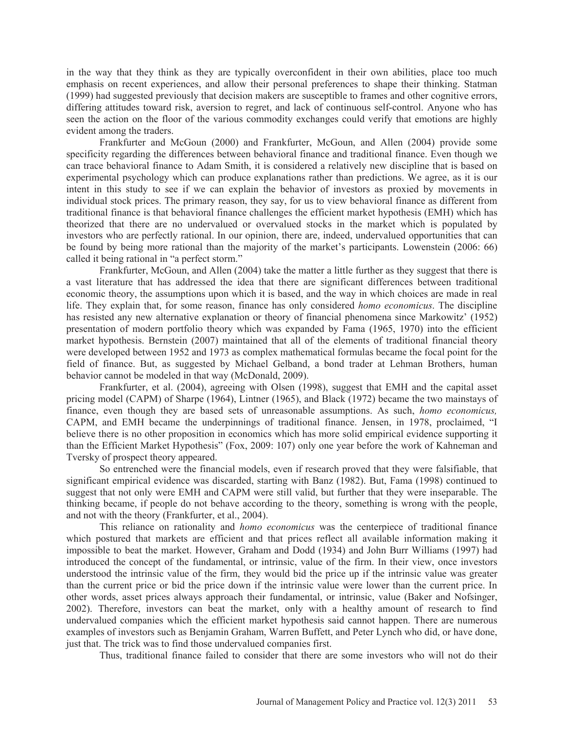in the way that they think as they are typically overconfident in their own abilities, place too much emphasis on recent experiences, and allow their personal preferences to shape their thinking. Statman (1999) had suggested previously that decision makers are susceptible to frames and other cognitive errors, differing attitudes toward risk, aversion to regret, and lack of continuous self-control. Anyone who has seen the action on the floor of the various commodity exchanges could verify that emotions are highly evident among the traders.

Frankfurter and McGoun (2000) and Frankfurter, McGoun, and Allen (2004) provide some specificity regarding the differences between behavioral finance and traditional finance. Even though we can trace behavioral finance to Adam Smith, it is considered a relatively new discipline that is based on experimental psychology which can produce explanations rather than predictions. We agree, as it is our intent in this study to see if we can explain the behavior of investors as proxied by movements in individual stock prices. The primary reason, they say, for us to view behavioral finance as different from traditional finance is that behavioral finance challenges the efficient market hypothesis (EMH) which has theorized that there are no undervalued or overvalued stocks in the market which is populated by investors who are perfectly rational. In our opinion, there are, indeed, undervalued opportunities that can be found by being more rational than the majority of the market's participants. Lowenstein (2006: 66) called it being rational in "a perfect storm."

Frankfurter, McGoun, and Allen (2004) take the matter a little further as they suggest that there is a vast literature that has addressed the idea that there are significant differences between traditional economic theory, the assumptions upon which it is based, and the way in which choices are made in real life. They explain that, for some reason, finance has only considered *homo economicus*. The discipline has resisted any new alternative explanation or theory of financial phenomena since Markowitz' (1952) presentation of modern portfolio theory which was expanded by Fama (1965, 1970) into the efficient market hypothesis. Bernstein (2007) maintained that all of the elements of traditional financial theory were developed between 1952 and 1973 as complex mathematical formulas became the focal point for the field of finance. But, as suggested by Michael Gelband, a bond trader at Lehman Brothers, human behavior cannot be modeled in that way (McDonald, 2009).

Frankfurter, et al. (2004), agreeing with Olsen (1998), suggest that EMH and the capital asset pricing model (CAPM) of Sharpe (1964), Lintner (1965), and Black (1972) became the two mainstays of finance, even though they are based sets of unreasonable assumptions. As such, *homo economicus,* CAPM, and EMH became the underpinnings of traditional finance. Jensen, in 1978, proclaimed, "I believe there is no other proposition in economics which has more solid empirical evidence supporting it than the Efficient Market Hypothesis" (Fox, 2009: 107) only one year before the work of Kahneman and Tversky of prospect theory appeared.

So entrenched were the financial models, even if research proved that they were falsifiable, that significant empirical evidence was discarded, starting with Banz (1982). But, Fama (1998) continued to suggest that not only were EMH and CAPM were still valid, but further that they were inseparable. The thinking became, if people do not behave according to the theory, something is wrong with the people, and not with the theory (Frankfurter, et al., 2004).

This reliance on rationality and *homo economicus* was the centerpiece of traditional finance which postured that markets are efficient and that prices reflect all available information making it impossible to beat the market. However, Graham and Dodd (1934) and John Burr Williams (1997) had introduced the concept of the fundamental, or intrinsic, value of the firm. In their view, once investors understood the intrinsic value of the firm, they would bid the price up if the intrinsic value was greater than the current price or bid the price down if the intrinsic value were lower than the current price. In other words, asset prices always approach their fundamental, or intrinsic, value (Baker and Nofsinger, 2002). Therefore, investors can beat the market, only with a healthy amount of research to find undervalued companies which the efficient market hypothesis said cannot happen. There are numerous examples of investors such as Benjamin Graham, Warren Buffett, and Peter Lynch who did, or have done, just that. The trick was to find those undervalued companies first.

Thus, traditional finance failed to consider that there are some investors who will not do their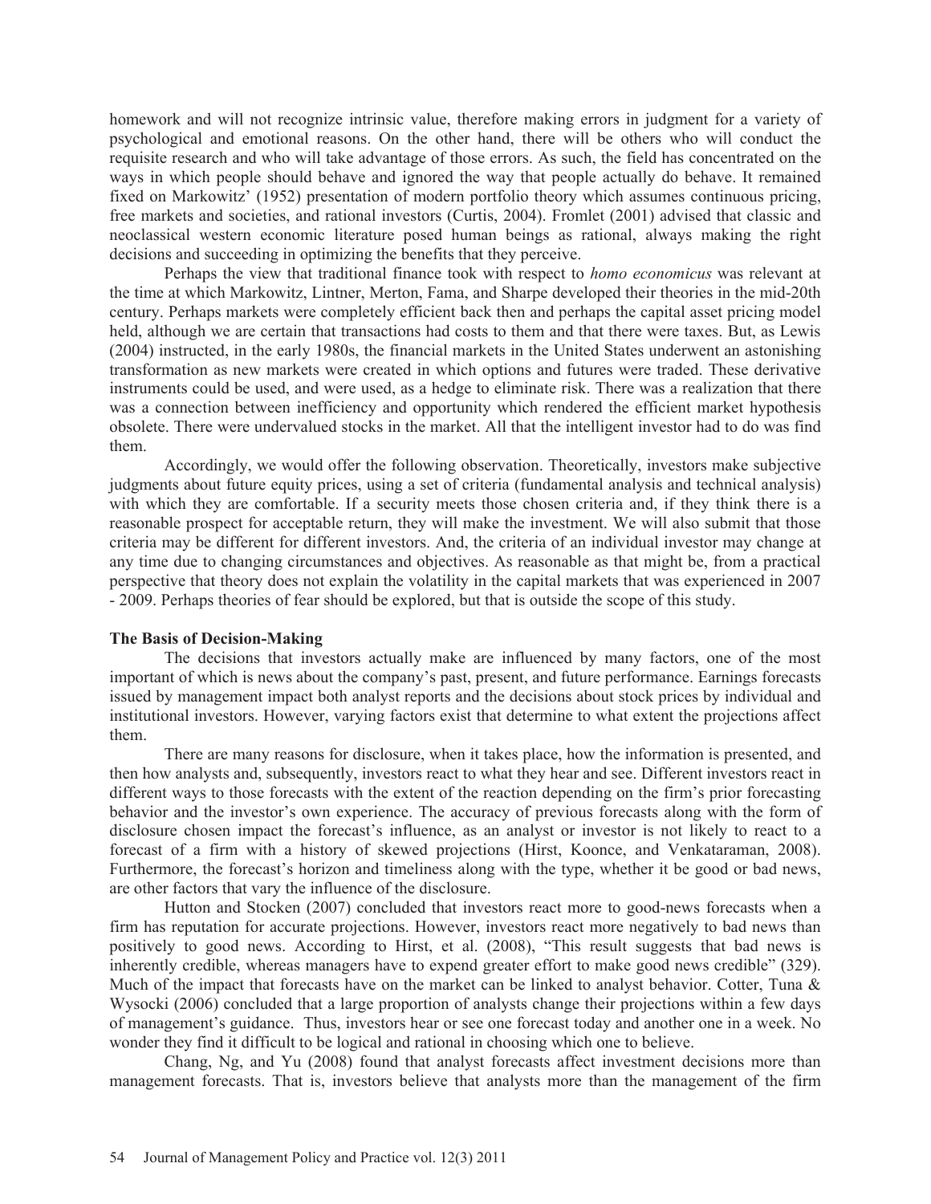homework and will not recognize intrinsic value, therefore making errors in judgment for a variety of psychological and emotional reasons. On the other hand, there will be others who will conduct the requisite research and who will take advantage of those errors. As such, the field has concentrated on the ways in which people should behave and ignored the way that people actually do behave. It remained fixed on Markowitz' (1952) presentation of modern portfolio theory which assumes continuous pricing, free markets and societies, and rational investors (Curtis, 2004). Fromlet (2001) advised that classic and neoclassical western economic literature posed human beings as rational, always making the right decisions and succeeding in optimizing the benefits that they perceive.

Perhaps the view that traditional finance took with respect to *homo economicus* was relevant at the time at which Markowitz, Lintner, Merton, Fama, and Sharpe developed their theories in the mid-20th century. Perhaps markets were completely efficient back then and perhaps the capital asset pricing model held, although we are certain that transactions had costs to them and that there were taxes. But, as Lewis (2004) instructed, in the early 1980s, the financial markets in the United States underwent an astonishing transformation as new markets were created in which options and futures were traded. These derivative instruments could be used, and were used, as a hedge to eliminate risk. There was a realization that there was a connection between inefficiency and opportunity which rendered the efficient market hypothesis obsolete. There were undervalued stocks in the market. All that the intelligent investor had to do was find them.

Accordingly, we would offer the following observation. Theoretically, investors make subjective judgments about future equity prices, using a set of criteria (fundamental analysis and technical analysis) with which they are comfortable. If a security meets those chosen criteria and, if they think there is a reasonable prospect for acceptable return, they will make the investment. We will also submit that those criteria may be different for different investors. And, the criteria of an individual investor may change at any time due to changing circumstances and objectives. As reasonable as that might be, from a practical perspective that theory does not explain the volatility in the capital markets that was experienced in 2007 - 2009. Perhaps theories of fear should be explored, but that is outside the scope of this study.

### The Basis of Decision-Making

The decisions that investors actually make are influenced by many factors, one of the most important of which is news about the company's past, present, and future performance. Earnings forecasts issued by management impact both analyst reports and the decisions about stock prices by individual and institutional investors. However, varying factors exist that determine to what extent the projections affect them.

There are many reasons for disclosure, when it takes place, how the information is presented, and then how analysts and, subsequently, investors react to what they hear and see. Different investors react in different ways to those forecasts with the extent of the reaction depending on the firm's prior forecasting behavior and the investor's own experience. The accuracy of previous forecasts along with the form of disclosure chosen impact the forecast's influence, as an analyst or investor is not likely to react to a forecast of a firm with a history of skewed projections (Hirst, Koonce, and Venkataraman, 2008). Furthermore, the forecast's horizon and timeliness along with the type, whether it be good or bad news, are other factors that vary the influence of the disclosure.

Hutton and Stocken (2007) concluded that investors react more to good-news forecasts when a firm has reputation for accurate projections. However, investors react more negatively to bad news than positively to good news. According to Hirst, et al. (2008), "This result suggests that bad news is inherently credible, whereas managers have to expend greater effort to make good news credible" (329). Much of the impact that forecasts have on the market can be linked to analyst behavior. Cotter, Tuna & Wysocki (2006) concluded that a large proportion of analysts change their projections within a few days of management's guidance. Thus, investors hear or see one forecast today and another one in a week. No wonder they find it difficult to be logical and rational in choosing which one to believe.

Chang, Ng, and Yu (2008) found that analyst forecasts affect investment decisions more than management forecasts. That is, investors believe that analysts more than the management of the firm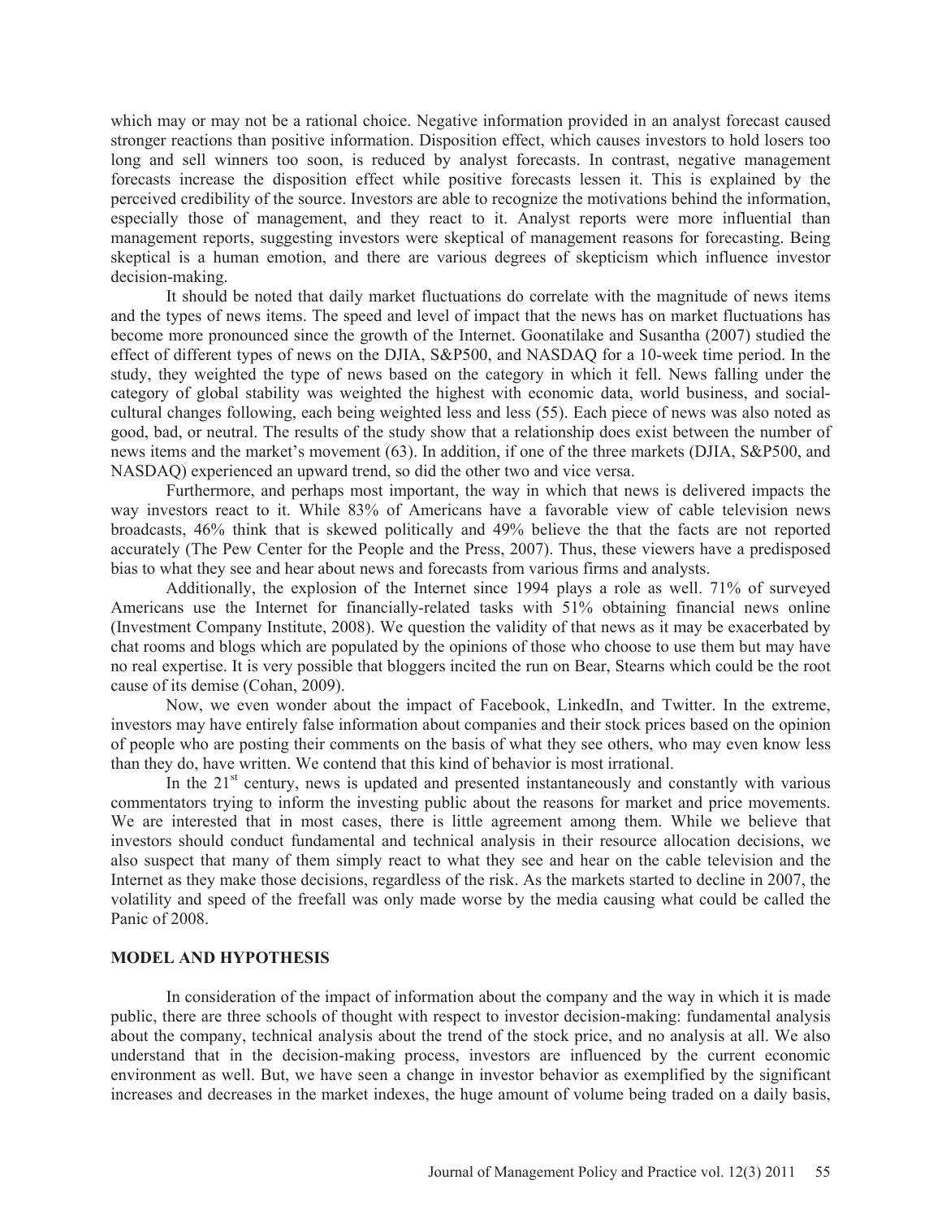which may or may not be a rational choice. Negative information provided in an analyst forecast caused stronger reactions than positive information. Disposition effect, which causes investors to hold losers too long and sell winners too soon, is reduced by analyst forecasts. In contrast, negative management forecasts increase the disposition effect while positive forecasts lessen it. This is explained by the perceived credibility of the source. Investors are able to recognize the motivations behind the information, especially those of management, and they react to it. Analyst reports were more influential than management reports, suggesting investors were skeptical of management reasons for forecasting. Being skeptical is a human emotion, and there are various degrees of skepticism which influence investor decision-making.

It should be noted that daily market fluctuations do correlate with the magnitude of news items and the types of news items. The speed and level of impact that the news has on market fluctuations has become more pronounced since the growth of the Internet. Goonatilake and Susantha (2007) studied the effect of different types of news on the DJIA, S&P500, and NASDAQ for a 10-week time period. In the study, they weighted the type of news based on the category in which it fell. News falling under the category of global stability was weighted the highest with economic data, world business, and social-cultural changes following, each being weighted less and less (55). Each piece of news was also noted as good, bad, or neutral. The results of the study show that a relationship does exist between the number of news items and the market's movement (63). In addition, if one of the three markets (DJIA, S&P500, and NASDAQ) experienced an upward trend, so did the other two and vice versa.

Furthermore, and perhaps most important, the way in which that news is delivered impacts the way investors react to it. While 83% of Americans have a favorable view of cable television news broadcasts, 46% think that is skewed politically and 49% believe the that the facts are not reported accurately (The Pew Center for the People and the Press, 2007). Thus, these viewers have a predisposed bias to what they see and hear about news and forecasts from various firms and analysts.

Additionally, the explosion of the Internet since 1994 plays a role as well. 71% of surveyed Americans use the Internet for financially-related tasks with 51% obtaining financial news online (Investment Company Institute, 2008). We question the validity of that news as it may be exacerbated by chat rooms and blogs which are populated by the opinions of those who choose to use them but may have no real expertise. It is very possible that bloggers incited the run on Bear, Stearns which could be the root cause of its demise (Cohan, 2009).

Now, we even wonder about the impact of Facebook, LinkedIn, and Twitter. In the extreme, investors may have entirely false information about companies and their stock prices based on the opinion of people who are posting their comments on the basis of what they see others, who may even know less than they do, have written. We contend that this kind of behavior is most irrational.

In the 21st century, news is updated and presented instantaneously and constantly with various commentators trying to inform the investing public about the reasons for market and price movements. We are interested that in most cases, there is little agreement among them. While we believe that investors should conduct fundamental and technical analysis in their resource allocation decisions, we also suspect that many of them simply react to what they see and hear on the cable television and the Internet as they make those decisions, regardless of the risk. As the markets started to decline in 2007, the volatility and speed of the freefall was only made worse by the media causing what could be called the Panic of 2008.

## MODEL AND HYPOTHESIS

In consideration of the impact of information about the company and the way in which it is made public, there are three schools of thought with respect to investor decision-making: fundamental analysis about the company, technical analysis about the trend of the stock price, and no analysis at all. We also understand that in the decision-making process, investors are influenced by the current economic environment as well. But, we have seen a change in investor behavior as exemplified by the significant increases and decreases in the market indexes, the huge amount of volume being traded on a daily basis,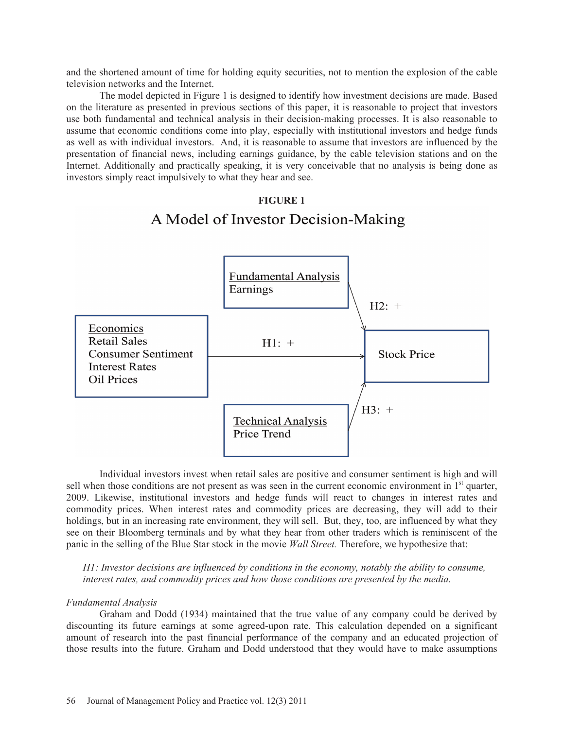and the shortened amount of time for holding equity securities, not to mention the explosion of the cable television networks and the Internet.

The model depicted in Figure 1 is designed to identify how investment decisions are made. Based on the literature as presented in previous sections of this paper, it is reasonable to project that investors use both fundamental and technical analysis in their decision-making processes. It is also reasonable to assume that economic conditions come into play, especially with institutional investors and hedge funds as well as with individual investors. And, it is reasonable to assume that investors are influenced by the presentation of financial news, including earnings guidance, by the cable television stations and on the Internet. Additionally and practically speaking, it is very conceivable that no analysis is being done as investors simply react impulsively to what they hear and see.

**FIGURE 1**

A Model of Investor Decision-Making

Fundamental Analysis
Earnings

H2: +

Economics
Retail Sales
Consumer Sentiment
Interest Rates
Oil Prices

H1: +

Stock Price

H3: +

Technical Analysis
Price Trend

Individual investors invest when retail sales are positive and consumer sentiment is high and will sell when those conditions are not present as was seen in the current economic environment in 1st quarter, 2009. Likewise, institutional investors and hedge funds will react to changes in interest rates and commodity prices. When interest rates and commodity prices are decreasing, they will add to their holdings, but in an increasing rate environment, they will sell. But, they, too, are influenced by what they see on their Bloomberg terminals and by what they hear from other traders which is reminiscent of the panic in the selling of the Blue Star stock in the movie *Wall Street.* Therefore, we hypothesize that:

*H1: Investor decisions are influenced by conditions in the economy, notably the ability to consume, interest rates, and commodity prices and how those conditions are presented by the media.*

*Fundamental Analysis*

Graham and Dodd (1934) maintained that the true value of any company could be derived by discounting its future earnings at some agreed-upon rate. This calculation depended on a significant amount of research into the past financial performance of the company and an educated projection of those results into the future. Graham and Dodd understood that they would have to make assumptions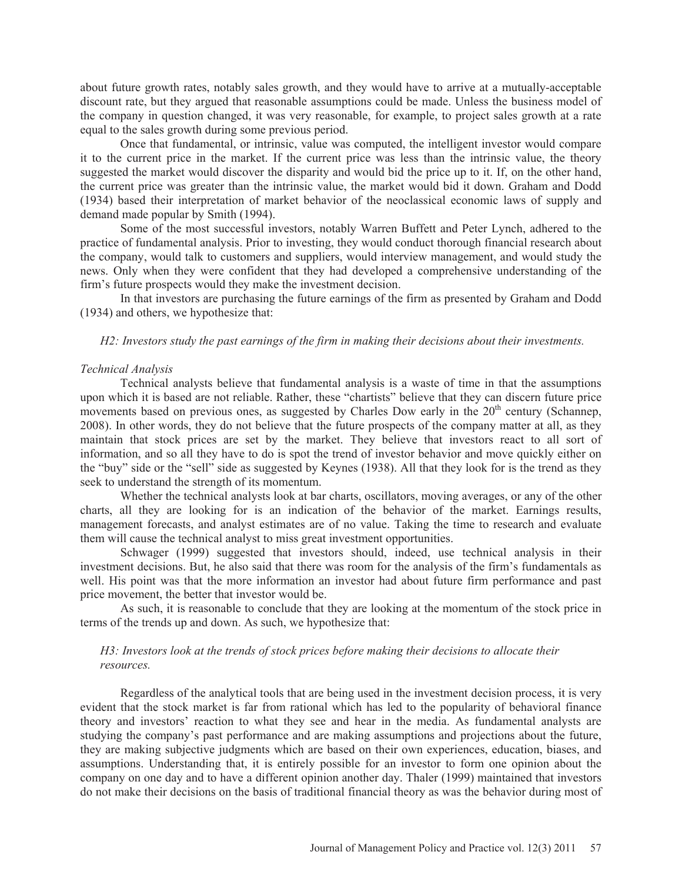about future growth rates, notably sales growth, and they would have to arrive at a mutually-acceptable discount rate, but they argued that reasonable assumptions could be made. Unless the business model of the company in question changed, it was very reasonable, for example, to project sales growth at a rate equal to the sales growth during some previous period.

Once that fundamental, or intrinsic, value was computed, the intelligent investor would compare it to the current price in the market. If the current price was less than the intrinsic value, the theory suggested the market would discover the disparity and would bid the price up to it. If, on the other hand, the current price was greater than the intrinsic value, the market would bid it down. Graham and Dodd (1934) based their interpretation of market behavior of the neoclassical economic laws of supply and demand made popular by Smith (1994).

Some of the most successful investors, notably Warren Buffett and Peter Lynch, adhered to the practice of fundamental analysis. Prior to investing, they would conduct thorough financial research about the company, would talk to customers and suppliers, would interview management, and would study the news. Only when they were confident that they had developed a comprehensive understanding of the firm's future prospects would they make the investment decision.

In that investors are purchasing the future earnings of the firm as presented by Graham and Dodd (1934) and others, we hypothesize that:

*H2: Investors study the past earnings of the firm in making their decisions about their investments.*

*Technical Analysis*

Technical analysts believe that fundamental analysis is a waste of time in that the assumptions upon which it is based are not reliable. Rather, these "chartists" believe that they can discern future price movements based on previous ones, as suggested by Charles Dow early in the 20th century (Schannep, 2008). In other words, they do not believe that the future prospects of the company matter at all, as they maintain that stock prices are set by the market. They believe that investors react to all sort of information, and so all they have to do is spot the trend of investor behavior and move quickly either on the "buy" side or the "sell" side as suggested by Keynes (1938). All that they look for is the trend as they seek to understand the strength of its momentum.

Whether the technical analysts look at bar charts, oscillators, moving averages, or any of the other charts, all they are looking for is an indication of the behavior of the market. Earnings results, management forecasts, and analyst estimates are of no value. Taking the time to research and evaluate them will cause the technical analyst to miss great investment opportunities.

Schwager (1999) suggested that investors should, indeed, use technical analysis in their investment decisions. But, he also said that there was room for the analysis of the firm's fundamentals as well. His point was that the more information an investor had about future firm performance and past price movement, the better that investor would be.

As such, it is reasonable to conclude that they are looking at the momentum of the stock price in terms of the trends up and down. As such, we hypothesize that:

*H3: Investors look at the trends of stock prices before making their decisions to allocate their resources.*

Regardless of the analytical tools that are being used in the investment decision process, it is very evident that the stock market is far from rational which has led to the popularity of behavioral finance theory and investors' reaction to what they see and hear in the media. As fundamental analysts are studying the company's past performance and are making assumptions and projections about the future, they are making subjective judgments which are based on their own experiences, education, biases, and assumptions. Understanding that, it is entirely possible for an investor to form one opinion about the company on one day and to have a different opinion another day. Thaler (1999) maintained that investors do not make their decisions on the basis of traditional financial theory as was the behavior during most of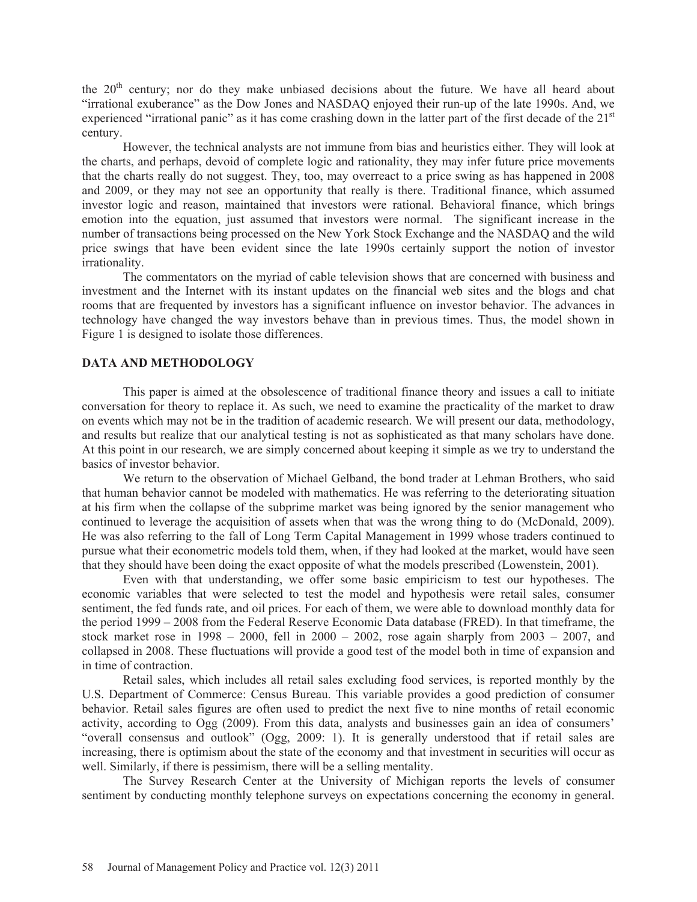the 20th century; nor do they make unbiased decisions about the future. We have all heard about "irrational exuberance" as the Dow Jones and NASDAQ enjoyed their run-up of the late 1990s. And, we experienced "irrational panic" as it has come crashing down in the latter part of the first decade of the 21st century.

However, the technical analysts are not immune from bias and heuristics either. They will look at the charts, and perhaps, devoid of complete logic and rationality, they may infer future price movements that the charts really do not suggest. They, too, may overreact to a price swing as has happened in 2008 and 2009, or they may not see an opportunity that really is there. Traditional finance, which assumed investor logic and reason, maintained that investors were rational. Behavioral finance, which brings emotion into the equation, just assumed that investors were normal. The significant increase in the number of transactions being processed on the New York Stock Exchange and the NASDAQ and the wild price swings that have been evident since the late 1990s certainly support the notion of investor irrationality.

The commentators on the myriad of cable television shows that are concerned with business and investment and the Internet with its instant updates on the financial web sites and the blogs and chat rooms that are frequented by investors has a significant influence on investor behavior. The advances in technology have changed the way investors behave than in previous times. Thus, the model shown in Figure 1 is designed to isolate those differences.

## DATA AND METHODOLOGY

This paper is aimed at the obsolescence of traditional finance theory and issues a call to initiate conversation for theory to replace it. As such, we need to examine the practicality of the market to draw on events which may not be in the tradition of academic research. We will present our data, methodology, and results but realize that our analytical testing is not as sophisticated as that many scholars have done. At this point in our research, we are simply concerned about keeping it simple as we try to understand the basics of investor behavior.

We return to the observation of Michael Gelband, the bond trader at Lehman Brothers, who said that human behavior cannot be modeled with mathematics. He was referring to the deteriorating situation at his firm when the collapse of the subprime market was being ignored by the senior management who continued to leverage the acquisition of assets when that was the wrong thing to do (McDonald, 2009). He was also referring to the fall of Long Term Capital Management in 1999 whose traders continued to pursue what their econometric models told them, when, if they had looked at the market, would have seen that they should have been doing the exact opposite of what the models prescribed (Lowenstein, 2001).

Even with that understanding, we offer some basic empiricism to test our hypotheses. The economic variables that were selected to test the model and hypothesis were retail sales, consumer sentiment, the fed funds rate, and oil prices. For each of them, we were able to download monthly data for the period 1999 – 2008 from the Federal Reserve Economic Data database (FRED). In that timeframe, the stock market rose in 1998 – 2000, fell in 2000 – 2002, rose again sharply from 2003 – 2007, and collapsed in 2008. These fluctuations will provide a good test of the model both in time of expansion and in time of contraction.

Retail sales, which includes all retail sales excluding food services, is reported monthly by the U.S. Department of Commerce: Census Bureau. This variable provides a good prediction of consumer behavior. Retail sales figures are often used to predict the next five to nine months of retail economic activity, according to Ogg (2009). From this data, analysts and businesses gain an idea of consumers' "overall consensus and outlook" (Ogg, 2009: 1). It is generally understood that if retail sales are increasing, there is optimism about the state of the economy and that investment in securities will occur as well. Similarly, if there is pessimism, there will be a selling mentality.

The Survey Research Center at the University of Michigan reports the levels of consumer sentiment by conducting monthly telephone surveys on expectations concerning the economy in general.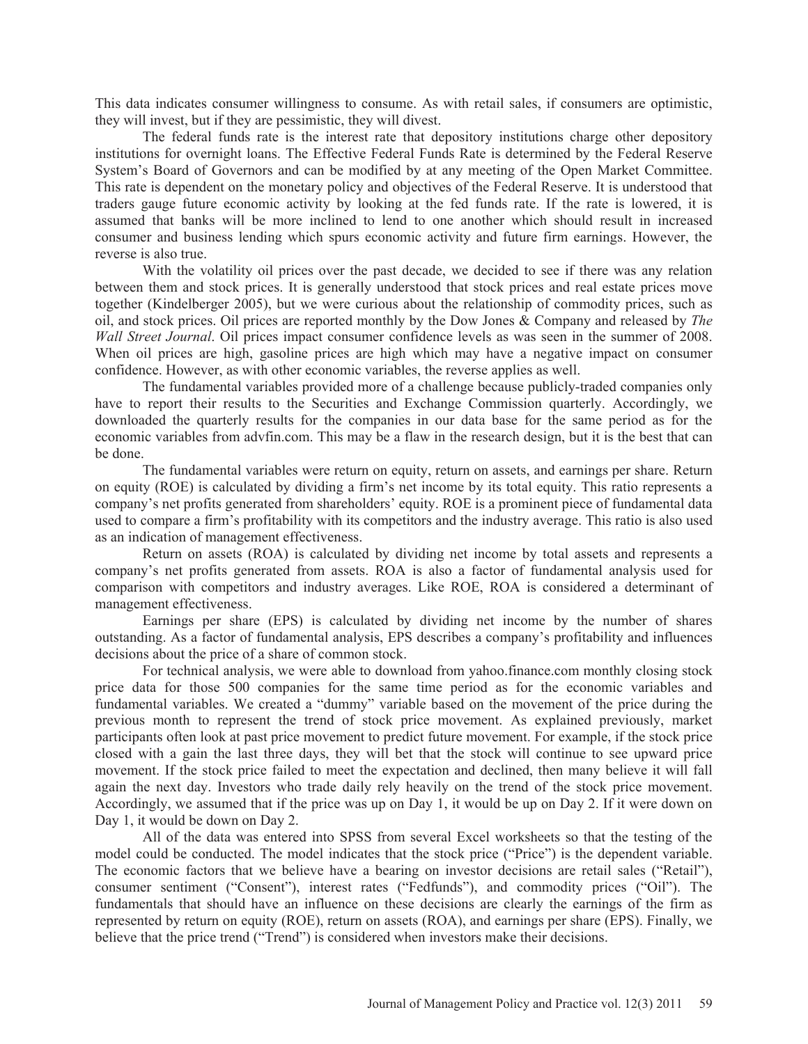This data indicates consumer willingness to consume. As with retail sales, if consumers are optimistic, they will invest, but if they are pessimistic, they will divest.

The federal funds rate is the interest rate that depository institutions charge other depository institutions for overnight loans. The Effective Federal Funds Rate is determined by the Federal Reserve System's Board of Governors and can be modified by at any meeting of the Open Market Committee. This rate is dependent on the monetary policy and objectives of the Federal Reserve. It is understood that traders gauge future economic activity by looking at the fed funds rate. If the rate is lowered, it is assumed that banks will be more inclined to lend to one another which should result in increased consumer and business lending which spurs economic activity and future firm earnings. However, the reverse is also true.

With the volatility oil prices over the past decade, we decided to see if there was any relation between them and stock prices. It is generally understood that stock prices and real estate prices move together (Kindelberger 2005), but we were curious about the relationship of commodity prices, such as oil, and stock prices. Oil prices are reported monthly by the Dow Jones & Company and released by *The Wall Street Journal*. Oil prices impact consumer confidence levels as was seen in the summer of 2008. When oil prices are high, gasoline prices are high which may have a negative impact on consumer confidence. However, as with other economic variables, the reverse applies as well.

The fundamental variables provided more of a challenge because publicly-traded companies only have to report their results to the Securities and Exchange Commission quarterly. Accordingly, we downloaded the quarterly results for the companies in our data base for the same period as for the economic variables from advfin.com. This may be a flaw in the research design, but it is the best that can be done.

The fundamental variables were return on equity, return on assets, and earnings per share. Return on equity (ROE) is calculated by dividing a firm's net income by its total equity. This ratio represents a company's net profits generated from shareholders' equity. ROE is a prominent piece of fundamental data used to compare a firm's profitability with its competitors and the industry average. This ratio is also used as an indication of management effectiveness.

Return on assets (ROA) is calculated by dividing net income by total assets and represents a company's net profits generated from assets. ROA is also a factor of fundamental analysis used for comparison with competitors and industry averages. Like ROE, ROA is considered a determinant of management effectiveness.

Earnings per share (EPS) is calculated by dividing net income by the number of shares outstanding. As a factor of fundamental analysis, EPS describes a company's profitability and influences decisions about the price of a share of common stock.

For technical analysis, we were able to download from yahoo.finance.com monthly closing stock price data for those 500 companies for the same time period as for the economic variables and fundamental variables. We created a "dummy" variable based on the movement of the price during the previous month to represent the trend of stock price movement. As explained previously, market participants often look at past price movement to predict future movement. For example, if the stock price closed with a gain the last three days, they will bet that the stock will continue to see upward price movement. If the stock price failed to meet the expectation and declined, then many believe it will fall again the next day. Investors who trade daily rely heavily on the trend of the stock price movement. Accordingly, we assumed that if the price was up on Day 1, it would be up on Day 2. If it were down on Day 1, it would be down on Day 2.

All of the data was entered into SPSS from several Excel worksheets so that the testing of the model could be conducted. The model indicates that the stock price ("Price") is the dependent variable. The economic factors that we believe have a bearing on investor decisions are retail sales ("Retail"), consumer sentiment ("Consent"), interest rates ("Fedfunds"), and commodity prices ("Oil"). The fundamentals that should have an influence on these decisions are clearly the earnings of the firm as represented by return on equity (ROE), return on assets (ROA), and earnings per share (EPS). Finally, we believe that the price trend ("Trend") is considered when investors make their decisions.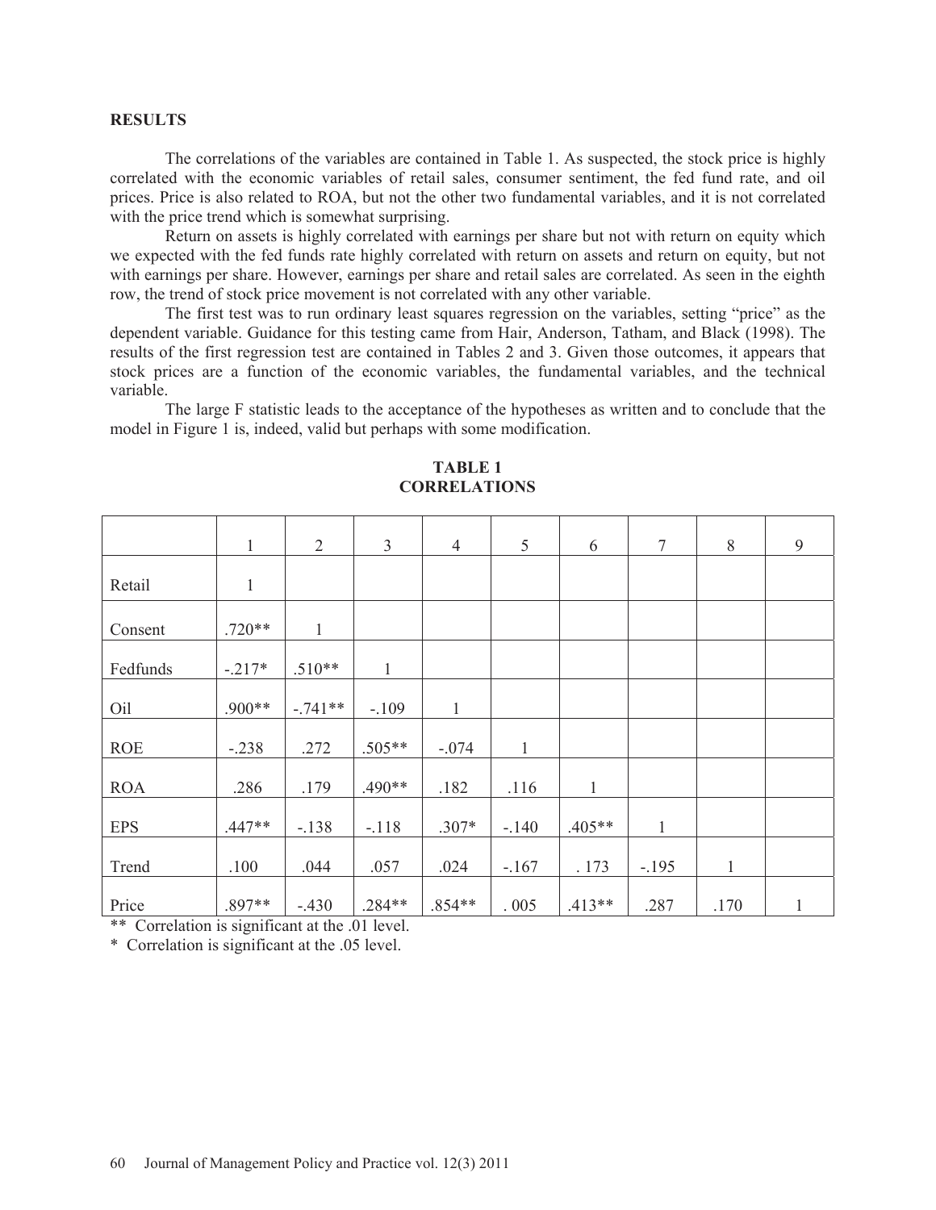## RESULTS

The correlations of the variables are contained in Table 1. As suspected, the stock price is highly correlated with the economic variables of retail sales, consumer sentiment, the fed fund rate, and oil prices. Price is also related to ROA, but not the other two fundamental variables, and it is not correlated with the price trend which is somewhat surprising.

Return on assets is highly correlated with earnings per share but not with return on equity which we expected with the fed funds rate highly correlated with return on assets and return on equity, but not with earnings per share. However, earnings per share and retail sales are correlated. As seen in the eighth row, the trend of stock price movement is not correlated with any other variable.

The first test was to run ordinary least squares regression on the variables, setting "price" as the dependent variable. Guidance for this testing came from Hair, Anderson, Tatham, and Black (1998). The results of the first regression test are contained in Tables 2 and 3. Given those outcomes, it appears that stock prices are a function of the economic variables, the fundamental variables, and the technical variable.

The large F statistic leads to the acceptance of the hypotheses as written and to conclude that the model in Figure 1 is, indeed, valid but perhaps with some modification.

**TABLE 1**
**CORRELATIONS**

| | 1 | 2 | 3 | 4 | 5 | 6 | 7 | 8 | 9 |
|---|---|---|---|---|---|---|---|---|---|
| Retail | 1 | | | | | | | | |
| Consent | .720** | 1 | | | | | | | |
| Fedfunds | -.217* | .510** | 1 | | | | | | |
| Oil | .900** | -.741** | -.109 | 1 | | | | | |
| ROE | -.238 | .272 | .505** | -.074 | 1 | | | | |
| ROA | .286 | .179 | .490** | .182 | .116 | 1 | | | |
| EPS | .447** | -.138 | -.118 | .307* | -.140 | .405** | 1 | | |
| Trend | .100 | .044 | .057 | .024 | -.167 | . 173 | -.195 | 1 | |
| Price | .897** | -.430 | .284** | .854** | . 005 | .413** | .287 | .170 | 1 |

** Correlation is significant at the .01 level.
* Correlation is significant at the .05 level.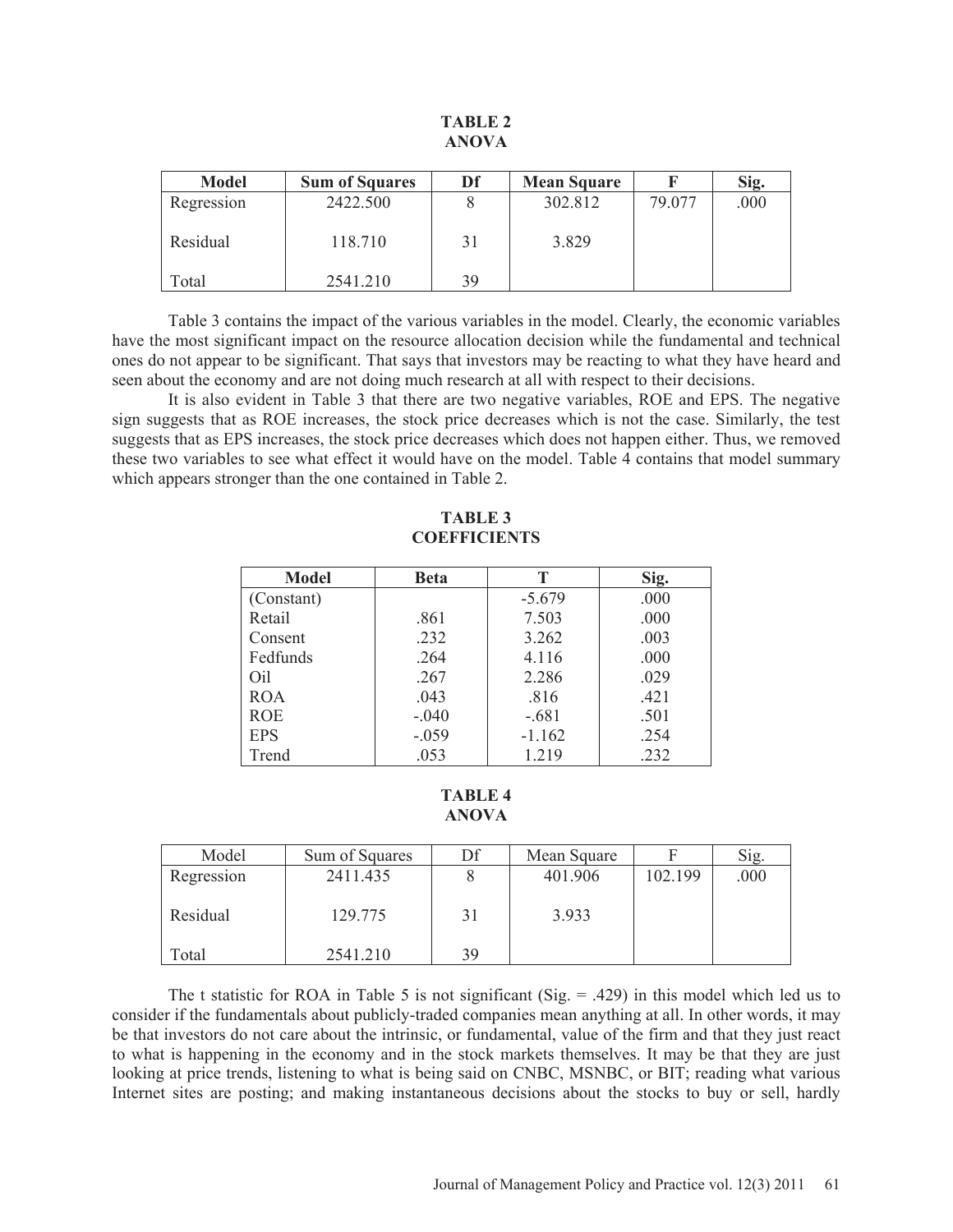**TABLE 2**
**ANOVA**

| Model | Sum of Squares | Df | Mean Square | F | Sig. |
|---|---|---|---|---|---|
| Regression | 2422.500 | 8 | 302.812 | 79.077 | .000 |
| Residual | 118.710 | 31 | 3.829 | | |
| Total | 2541.210 | 39 | | | |

Table 3 contains the impact of the various variables in the model. Clearly, the economic variables have the most significant impact on the resource allocation decision while the fundamental and technical ones do not appear to be significant. That says that investors may be reacting to what they have heard and seen about the economy and are not doing much research at all with respect to their decisions.

It is also evident in Table 3 that there are two negative variables, ROE and EPS. The negative sign suggests that as ROE increases, the stock price decreases which is not the case. Similarly, the test suggests that as EPS increases, the stock price decreases which does not happen either. Thus, we removed these two variables to see what effect it would have on the model. Table 4 contains that model summary which appears stronger than the one contained in Table 2.

**TABLE 3**
**COEFFICIENTS**

| Model | Beta | T | Sig. |
|---|---|---|---|
| (Constant) | | -5.679 | .000 |
| Retail | .861 | 7.503 | .000 |
| Consent | .232 | 3.262 | .003 |
| Fedfunds | .264 | 4.116 | .000 |
| Oil | .267 | 2.286 | .029 |
| ROA | .043 | .816 | .421 |
| ROE | -.040 | -.681 | .501 |
| EPS | -.059 | -1.162 | .254 |
| Trend | .053 | 1.219 | .232 |

**TABLE 4**
**ANOVA**

| Model | Sum of Squares | Df | Mean Square | F | Sig. |
|---|---|---|---|---|---|
| Regression | 2411.435 | 8 | 401.906 | 102.199 | .000 |
| Residual | 129.775 | 31 | 3.933 | | |
| Total | 2541.210 | 39 | | | |

The t statistic for ROA in Table 5 is not significant (Sig. = .429) in this model which led us to consider if the fundamentals about publicly-traded companies mean anything at all. In other words, it may be that investors do not care about the intrinsic, or fundamental, value of the firm and that they just react to what is happening in the economy and in the stock markets themselves. It may be that they are just looking at price trends, listening to what is being said on CNBC, MSNBC, or BIT; reading what various Internet sites are posting; and making instantaneous decisions about the stocks to buy or sell, hardly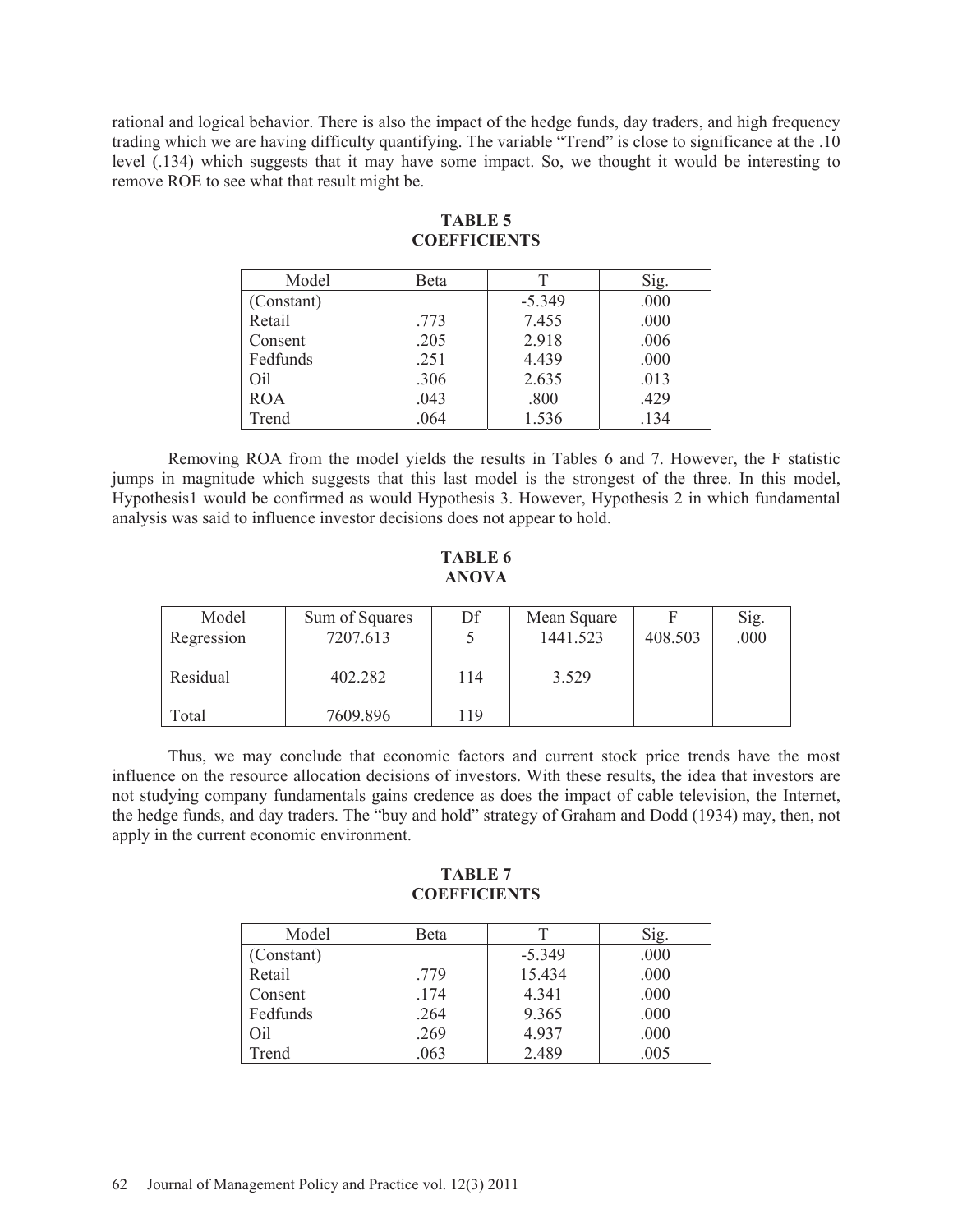rational and logical behavior. There is also the impact of the hedge funds, day traders, and high frequency trading which we are having difficulty quantifying. The variable "Trend" is close to significance at the .10 level (.134) which suggests that it may have some impact. So, we thought it would be interesting to remove ROE to see what that result might be.

**TABLE 5**
**COEFFICIENTS**

| Model | Beta | T | Sig. |
|---|---|---|---|
| (Constant) | | -5.349 | .000 |
| Retail | .773 | 7.455 | .000 |
| Consent | .205 | 2.918 | .006 |
| Fedfunds | .251 | 4.439 | .000 |
| Oil | .306 | 2.635 | .013 |
| ROA | .043 | .800 | .429 |
| Trend | .064 | 1.536 | .134 |

Removing ROA from the model yields the results in Tables 6 and 7. However, the F statistic jumps in magnitude which suggests that this last model is the strongest of the three. In this model, Hypothesis1 would be confirmed as would Hypothesis 3. However, Hypothesis 2 in which fundamental analysis was said to influence investor decisions does not appear to hold.

**TABLE 6**
**ANOVA**

| Model | Sum of Squares | Df | Mean Square | F | Sig. |
|---|---|---|---|---|---|
| Regression | 7207.613 | 5 | 1441.523 | 408.503 | .000 |
| Residual | 402.282 | 114 | 3.529 | | |
| Total | 7609.896 | 119 | | | |

Thus, we may conclude that economic factors and current stock price trends have the most influence on the resource allocation decisions of investors. With these results, the idea that investors are not studying company fundamentals gains credence as does the impact of cable television, the Internet, the hedge funds, and day traders. The "buy and hold" strategy of Graham and Dodd (1934) may, then, not apply in the current economic environment.

**TABLE 7**
**COEFFICIENTS**

| Model | Beta | T | Sig. |
|---|---|---|---|
| (Constant) | | -5.349 | .000 |
| Retail | .779 | 15.434 | .000 |
| Consent | .174 | 4.341 | .000 |
| Fedfunds | .264 | 9.365 | .000 |
| Oil | .269 | 4.937 | .000 |
| Trend | .063 | 2.489 | .005 |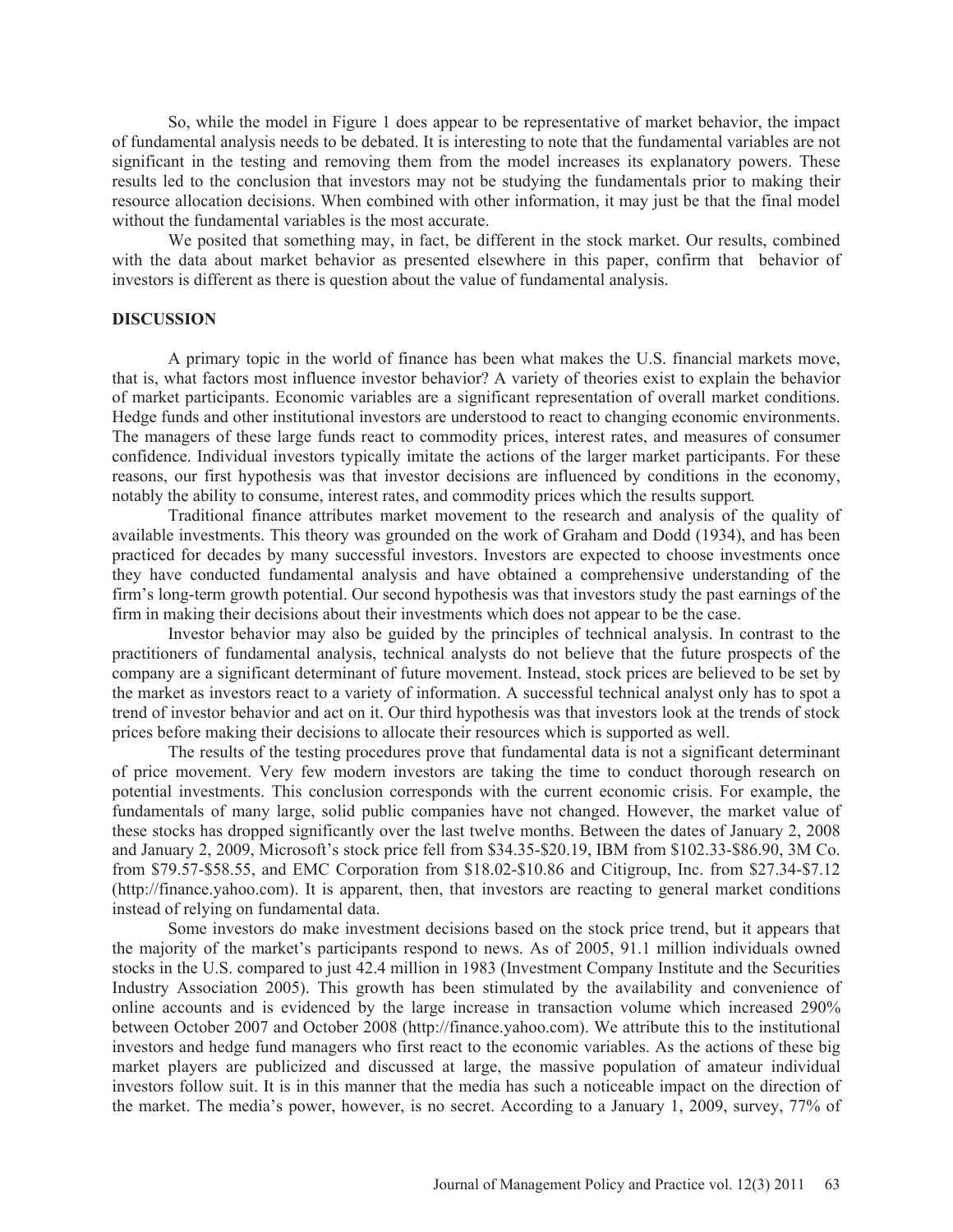So, while the model in Figure 1 does appear to be representative of market behavior, the impact of fundamental analysis needs to be debated. It is interesting to note that the fundamental variables are not significant in the testing and removing them from the model increases its explanatory powers. These results led to the conclusion that investors may not be studying the fundamentals prior to making their resource allocation decisions. When combined with other information, it may just be that the final model without the fundamental variables is the most accurate.

We posited that something may, in fact, be different in the stock market. Our results, combined with the data about market behavior as presented elsewhere in this paper, confirm that behavior of investors is different as there is question about the value of fundamental analysis.

## DISCUSSION

A primary topic in the world of finance has been what makes the U.S. financial markets move, that is, what factors most influence investor behavior? A variety of theories exist to explain the behavior of market participants. Economic variables are a significant representation of overall market conditions. Hedge funds and other institutional investors are understood to react to changing economic environments. The managers of these large funds react to commodity prices, interest rates, and measures of consumer confidence. Individual investors typically imitate the actions of the larger market participants. For these reasons, our first hypothesis was that investor decisions are influenced by conditions in the economy, notably the ability to consume, interest rates, and commodity prices which the results support.

Traditional finance attributes market movement to the research and analysis of the quality of available investments. This theory was grounded on the work of Graham and Dodd (1934), and has been practiced for decades by many successful investors. Investors are expected to choose investments once they have conducted fundamental analysis and have obtained a comprehensive understanding of the firm's long-term growth potential. Our second hypothesis was that investors study the past earnings of the firm in making their decisions about their investments which does not appear to be the case.

Investor behavior may also be guided by the principles of technical analysis. In contrast to the practitioners of fundamental analysis, technical analysts do not believe that the future prospects of the company are a significant determinant of future movement. Instead, stock prices are believed to be set by the market as investors react to a variety of information. A successful technical analyst only has to spot a trend of investor behavior and act on it. Our third hypothesis was that investors look at the trends of stock prices before making their decisions to allocate their resources which is supported as well.

The results of the testing procedures prove that fundamental data is not a significant determinant of price movement. Very few modern investors are taking the time to conduct thorough research on potential investments. This conclusion corresponds with the current economic crisis. For example, the fundamentals of many large, solid public companies have not changed. However, the market value of these stocks has dropped significantly over the last twelve months. Between the dates of January 2, 2008 and January 2, 2009, Microsoft's stock price fell from $34.35-$20.19, IBM from $102.33-$86.90, 3M Co. from $79.57-$58.55, and EMC Corporation from $18.02-$10.86 and Citigroup, Inc. from $27.34-$7.12 (http://finance.yahoo.com). It is apparent, then, that investors are reacting to general market conditions instead of relying on fundamental data.

Some investors do make investment decisions based on the stock price trend, but it appears that the majority of the market's participants respond to news. As of 2005, 91.1 million individuals owned stocks in the U.S. compared to just 42.4 million in 1983 (Investment Company Institute and the Securities Industry Association 2005). This growth has been stimulated by the availability and convenience of online accounts and is evidenced by the large increase in transaction volume which increased 290% between October 2007 and October 2008 (http://finance.yahoo.com). We attribute this to the institutional investors and hedge fund managers who first react to the economic variables. As the actions of these big market players are publicized and discussed at large, the massive population of amateur individual investors follow suit. It is in this manner that the media has such a noticeable impact on the direction of the market. The media's power, however, is no secret. According to a January 1, 2009, survey, 77% of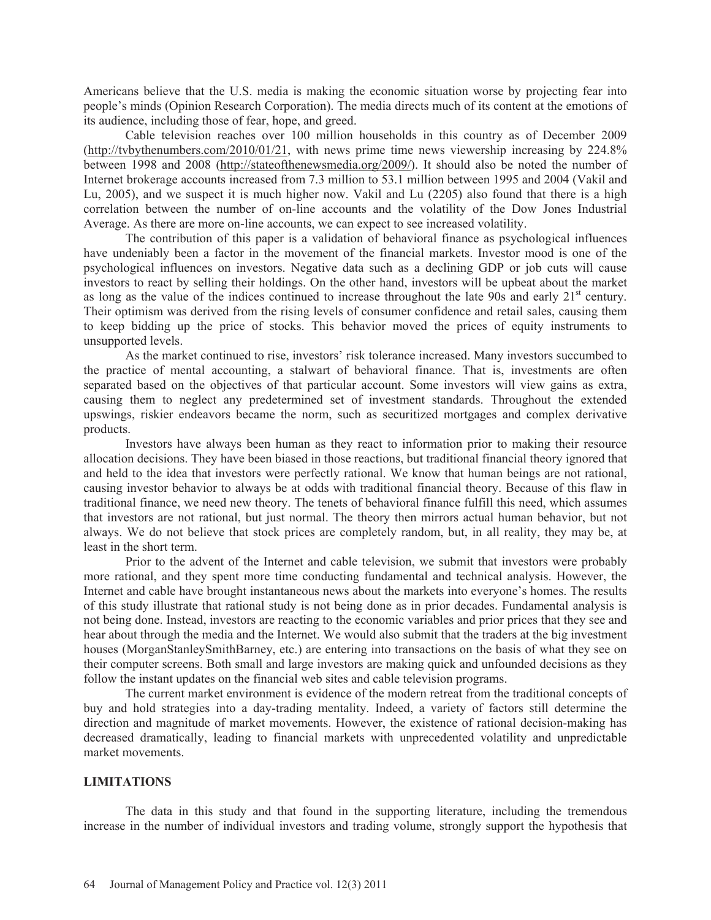Americans believe that the U.S. media is making the economic situation worse by projecting fear into people's minds (Opinion Research Corporation). The media directs much of its content at the emotions of its audience, including those of fear, hope, and greed.

Cable television reaches over 100 million households in this country as of December 2009 (http://tvbythenumbers.com/2010/01/21, with news prime time news viewership increasing by 224.8% between 1998 and 2008 (http://stateofthenewsmedia.org/2009/). It should also be noted the number of Internet brokerage accounts increased from 7.3 million to 53.1 million between 1995 and 2004 (Vakil and Lu, 2005), and we suspect it is much higher now. Vakil and Lu (2205) also found that there is a high correlation between the number of on-line accounts and the volatility of the Dow Jones Industrial Average. As there are more on-line accounts, we can expect to see increased volatility.

The contribution of this paper is a validation of behavioral finance as psychological influences have undeniably been a factor in the movement of the financial markets. Investor mood is one of the psychological influences on investors. Negative data such as a declining GDP or job cuts will cause investors to react by selling their holdings. On the other hand, investors will be upbeat about the market as long as the value of the indices continued to increase throughout the late 90s and early 21st century. Their optimism was derived from the rising levels of consumer confidence and retail sales, causing them to keep bidding up the price of stocks. This behavior moved the prices of equity instruments to unsupported levels.

As the market continued to rise, investors' risk tolerance increased. Many investors succumbed to the practice of mental accounting, a stalwart of behavioral finance. That is, investments are often separated based on the objectives of that particular account. Some investors will view gains as extra, causing them to neglect any predetermined set of investment standards. Throughout the extended upswings, riskier endeavors became the norm, such as securitized mortgages and complex derivative products.

Investors have always been human as they react to information prior to making their resource allocation decisions. They have been biased in those reactions, but traditional financial theory ignored that and held to the idea that investors were perfectly rational. We know that human beings are not rational, causing investor behavior to always be at odds with traditional financial theory. Because of this flaw in traditional finance, we need new theory. The tenets of behavioral finance fulfill this need, which assumes that investors are not rational, but just normal. The theory then mirrors actual human behavior, but not always. We do not believe that stock prices are completely random, but, in all reality, they may be, at least in the short term.

Prior to the advent of the Internet and cable television, we submit that investors were probably more rational, and they spent more time conducting fundamental and technical analysis. However, the Internet and cable have brought instantaneous news about the markets into everyone's homes. The results of this study illustrate that rational study is not being done as in prior decades. Fundamental analysis is not being done. Instead, investors are reacting to the economic variables and prior prices that they see and hear about through the media and the Internet. We would also submit that the traders at the big investment houses (MorganStanleySmithBarney, etc.) are entering into transactions on the basis of what they see on their computer screens. Both small and large investors are making quick and unfounded decisions as they follow the instant updates on the financial web sites and cable television programs.

The current market environment is evidence of the modern retreat from the traditional concepts of buy and hold strategies into a day-trading mentality. Indeed, a variety of factors still determine the direction and magnitude of market movements. However, the existence of rational decision-making has decreased dramatically, leading to financial markets with unprecedented volatility and unpredictable market movements.

## LIMITATIONS

The data in this study and that found in the supporting literature, including the tremendous increase in the number of individual investors and trading volume, strongly support the hypothesis that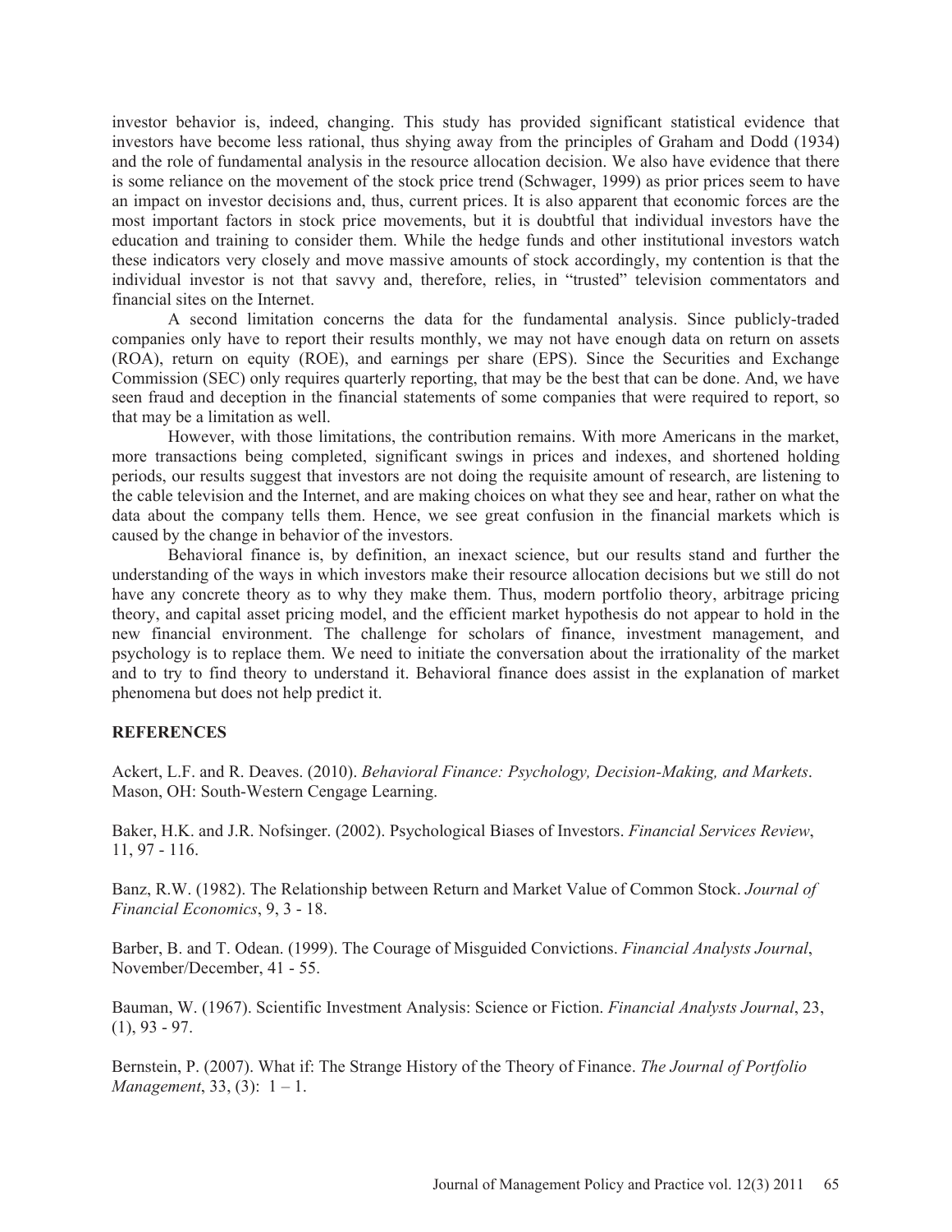investor behavior is, indeed, changing. This study has provided significant statistical evidence that investors have become less rational, thus shying away from the principles of Graham and Dodd (1934) and the role of fundamental analysis in the resource allocation decision. We also have evidence that there is some reliance on the movement of the stock price trend (Schwager, 1999) as prior prices seem to have an impact on investor decisions and, thus, current prices. It is also apparent that economic forces are the most important factors in stock price movements, but it is doubtful that individual investors have the education and training to consider them. While the hedge funds and other institutional investors watch these indicators very closely and move massive amounts of stock accordingly, my contention is that the individual investor is not that savvy and, therefore, relies, in "trusted" television commentators and financial sites on the Internet.

A second limitation concerns the data for the fundamental analysis. Since publicly-traded companies only have to report their results monthly, we may not have enough data on return on assets (ROA), return on equity (ROE), and earnings per share (EPS). Since the Securities and Exchange Commission (SEC) only requires quarterly reporting, that may be the best that can be done. And, we have seen fraud and deception in the financial statements of some companies that were required to report, so that may be a limitation as well.

However, with those limitations, the contribution remains. With more Americans in the market, more transactions being completed, significant swings in prices and indexes, and shortened holding periods, our results suggest that investors are not doing the requisite amount of research, are listening to the cable television and the Internet, and are making choices on what they see and hear, rather on what the data about the company tells them. Hence, we see great confusion in the financial markets which is caused by the change in behavior of the investors.

Behavioral finance is, by definition, an inexact science, but our results stand and further the understanding of the ways in which investors make their resource allocation decisions but we still do not have any concrete theory as to why they make them. Thus, modern portfolio theory, arbitrage pricing theory, and capital asset pricing model, and the efficient market hypothesis do not appear to hold in the new financial environment. The challenge for scholars of finance, investment management, and psychology is to replace them. We need to initiate the conversation about the irrationality of the market and to try to find theory to understand it. Behavioral finance does assist in the explanation of market phenomena but does not help predict it.

## REFERENCES

Ackert, L.F. and R. Deaves. (2010). *Behavioral Finance: Psychology, Decision-Making, and Markets*. Mason, OH: South-Western Cengage Learning.

Baker, H.K. and J.R. Nofsinger. (2002). Psychological Biases of Investors. *Financial Services Review*, 11, 97 - 116.

Banz, R.W. (1982). The Relationship between Return and Market Value of Common Stock. *Journal of Financial Economics*, 9, 3 - 18.

Barber, B. and T. Odean. (1999). The Courage of Misguided Convictions. *Financial Analysts Journal*, November/December, 41 - 55.

Bauman, W. (1967). Scientific Investment Analysis: Science or Fiction. *Financial Analysts Journal*, 23, (1), 93 - 97.

Bernstein, P. (2007). What if: The Strange History of the Theory of Finance. *The Journal of Portfolio Management*, 33, (3): 1 – 1.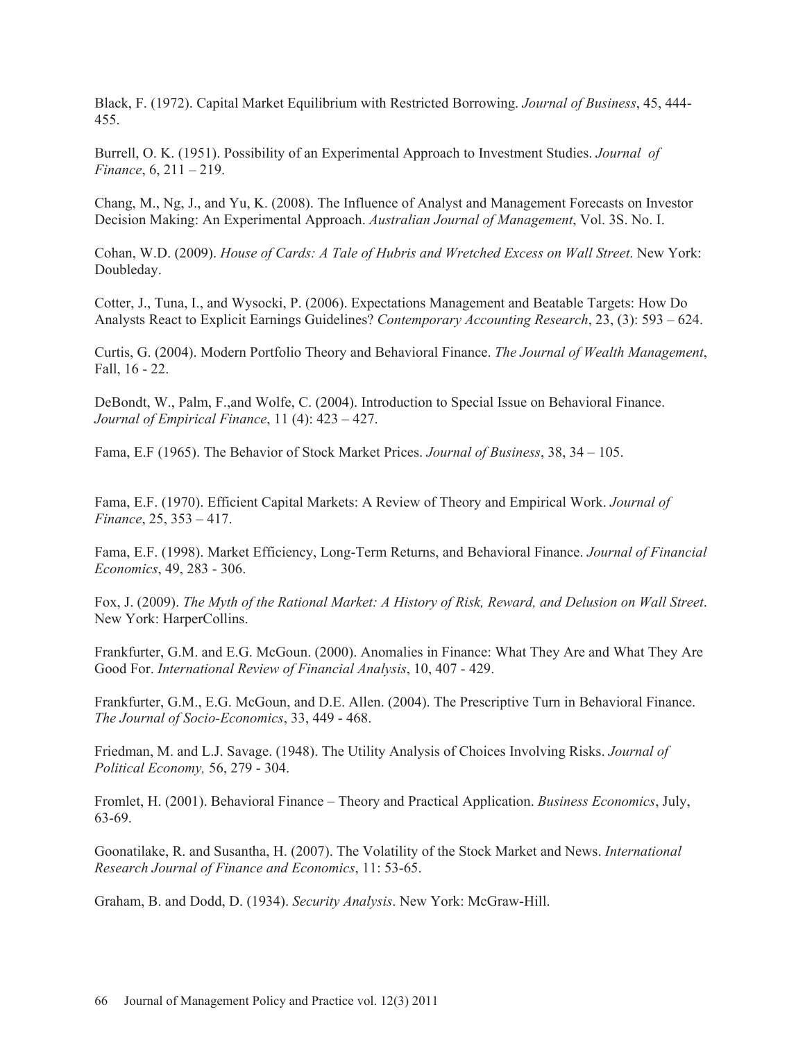Black, F. (1972). Capital Market Equilibrium with Restricted Borrowing. *Journal of Business*, 45, 444-455.

Burrell, O. K. (1951). Possibility of an Experimental Approach to Investment Studies. *Journal of Finance*, 6, 211 – 219.

Chang, M., Ng, J., and Yu, K. (2008). The Influence of Analyst and Management Forecasts on Investor Decision Making: An Experimental Approach. *Australian Journal of Management*, Vol. 3S. No. I.

Cohan, W.D. (2009). *House of Cards: A Tale of Hubris and Wretched Excess on Wall Street*. New York: Doubleday.

Cotter, J., Tuna, I., and Wysocki, P. (2006). Expectations Management and Beatable Targets: How Do Analysts React to Explicit Earnings Guidelines? *Contemporary Accounting Research*, 23, (3): 593 – 624.

Curtis, G. (2004). Modern Portfolio Theory and Behavioral Finance. *The Journal of Wealth Management*, Fall, 16 - 22.

DeBondt, W., Palm, F.,and Wolfe, C. (2004). Introduction to Special Issue on Behavioral Finance. *Journal of Empirical Finance*, 11 (4): 423 – 427.

Fama, E.F (1965). The Behavior of Stock Market Prices. *Journal of Business*, 38, 34 – 105.

Fama, E.F. (1970). Efficient Capital Markets: A Review of Theory and Empirical Work. *Journal of Finance*, 25, 353 – 417.

Fama, E.F. (1998). Market Efficiency, Long-Term Returns, and Behavioral Finance. *Journal of Financial Economics*, 49, 283 - 306.

Fox, J. (2009). *The Myth of the Rational Market: A History of Risk, Reward, and Delusion on Wall Street*. New York: HarperCollins.

Frankfurter, G.M. and E.G. McGoun. (2000). Anomalies in Finance: What They Are and What They Are Good For. *International Review of Financial Analysis*, 10, 407 - 429.

Frankfurter, G.M., E.G. McGoun, and D.E. Allen. (2004). The Prescriptive Turn in Behavioral Finance. *The Journal of Socio-Economics*, 33, 449 - 468.

Friedman, M. and L.J. Savage. (1948). The Utility Analysis of Choices Involving Risks. *Journal of Political Economy,* 56, 279 - 304.

Fromlet, H. (2001). Behavioral Finance – Theory and Practical Application. *Business Economics*, July, 63-69.

Goonatilake, R. and Susantha, H. (2007). The Volatility of the Stock Market and News. *International Research Journal of Finance and Economics*, 11: 53-65.

Graham, B. and Dodd, D. (1934). *Security Analysis*. New York: McGraw-Hill.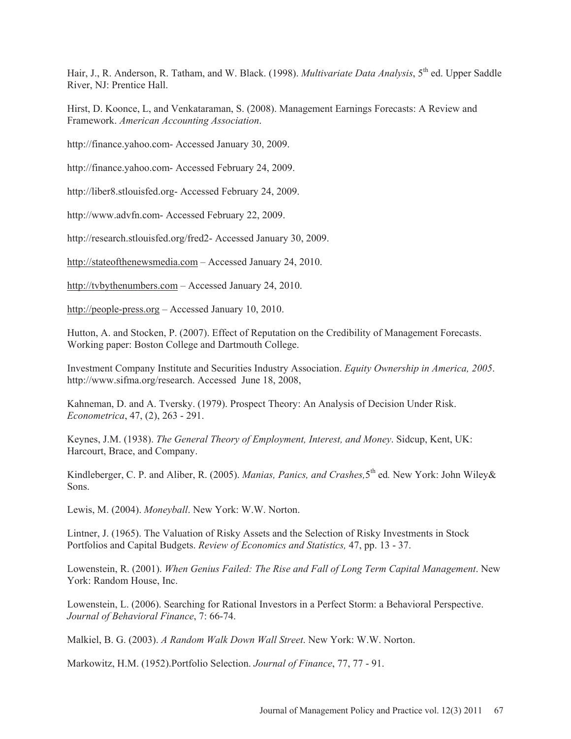Hair, J., R. Anderson, R. Tatham, and W. Black. (1998). *Multivariate Data Analysis*, 5th ed. Upper Saddle River, NJ: Prentice Hall.

Hirst, D. Koonce, L, and Venkataraman, S. (2008). Management Earnings Forecasts: A Review and Framework. *American Accounting Association*.

http://finance.yahoo.com- Accessed January 30, 2009.

http://finance.yahoo.com- Accessed February 24, 2009.

http://liber8.stlouisfed.org- Accessed February 24, 2009.

http://www.advfn.com- Accessed February 22, 2009.

http://research.stlouisfed.org/fred2- Accessed January 30, 2009.

http://stateofthenewsmedia.com – Accessed January 24, 2010.

http://tvbythenumbers.com – Accessed January 24, 2010.

http://people-press.org – Accessed January 10, 2010.

Hutton, A. and Stocken, P. (2007). Effect of Reputation on the Credibility of Management Forecasts. Working paper: Boston College and Dartmouth College.

Investment Company Institute and Securities Industry Association. *Equity Ownership in America, 2005*. http://www.sifma.org/research. Accessed June 18, 2008,

Kahneman, D. and A. Tversky. (1979). Prospect Theory: An Analysis of Decision Under Risk. *Econometrica*, 47, (2), 263 - 291.

Keynes, J.M. (1938). *The General Theory of Employment, Interest, and Money*. Sidcup, Kent, UK: Harcourt, Brace, and Company.

Kindleberger, C. P. and Aliber, R. (2005). *Manias, Panics, and Crashes,*5th ed*.* New York: John Wiley& Sons.

Lewis, M. (2004). *Moneyball*. New York: W.W. Norton.

Lintner, J. (1965). The Valuation of Risky Assets and the Selection of Risky Investments in Stock Portfolios and Capital Budgets. *Review of Economics and Statistics,* 47, pp. 13 - 37.

Lowenstein, R. (2001). *When Genius Failed: The Rise and Fall of Long Term Capital Management*. New York: Random House, Inc.

Lowenstein, L. (2006). Searching for Rational Investors in a Perfect Storm: a Behavioral Perspective. *Journal of Behavioral Finance*, 7: 66-74.

Malkiel, B. G. (2003). *A Random Walk Down Wall Street*. New York: W.W. Norton.

Markowitz, H.M. (1952).Portfolio Selection. *Journal of Finance*, 77, 77 - 91.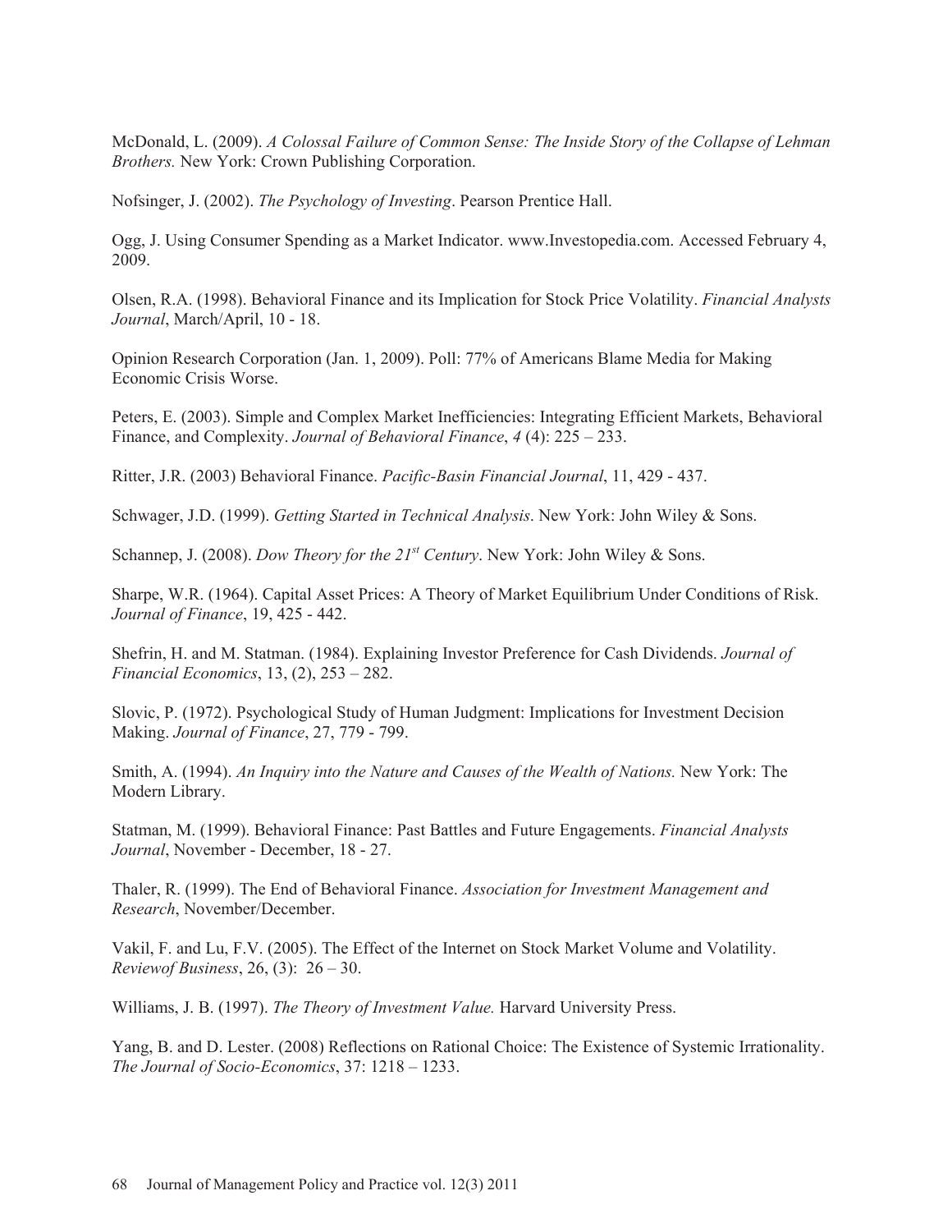McDonald, L. (2009). *A Colossal Failure of Common Sense: The Inside Story of the Collapse of Lehman Brothers.* New York: Crown Publishing Corporation.

Nofsinger, J. (2002). *The Psychology of Investing*. Pearson Prentice Hall.

Ogg, J. Using Consumer Spending as a Market Indicator. www.Investopedia.com. Accessed February 4, 2009.

Olsen, R.A. (1998). Behavioral Finance and its Implication for Stock Price Volatility. *Financial Analysts Journal*, March/April, 10 - 18.

Opinion Research Corporation (Jan. 1, 2009). Poll: 77% of Americans Blame Media for Making Economic Crisis Worse.

Peters, E. (2003). Simple and Complex Market Inefficiencies: Integrating Efficient Markets, Behavioral Finance, and Complexity. *Journal of Behavioral Finance*, *4* (4): 225 – 233.

Ritter, J.R. (2003) Behavioral Finance. *Pacific-Basin Financial Journal*, 11, 429 - 437.

Schwager, J.D. (1999). *Getting Started in Technical Analysis*. New York: John Wiley & Sons.

Schannep, J. (2008). *Dow Theory for the 21st Century*. New York: John Wiley & Sons.

Sharpe, W.R. (1964). Capital Asset Prices: A Theory of Market Equilibrium Under Conditions of Risk. *Journal of Finance*, 19, 425 - 442.

Shefrin, H. and M. Statman. (1984). Explaining Investor Preference for Cash Dividends. *Journal of Financial Economics*, 13, (2), 253 – 282.

Slovic, P. (1972). Psychological Study of Human Judgment: Implications for Investment Decision Making. *Journal of Finance*, 27, 779 - 799.

Smith, A. (1994). *An Inquiry into the Nature and Causes of the Wealth of Nations.* New York: The Modern Library.

Statman, M. (1999). Behavioral Finance: Past Battles and Future Engagements. *Financial Analysts Journal*, November - December, 18 - 27.

Thaler, R. (1999). The End of Behavioral Finance. *Association for Investment Management and Research*, November/December.

Vakil, F. and Lu, F.V. (2005). The Effect of the Internet on Stock Market Volume and Volatility. *Reviewof Business*, 26, (3): 26 – 30.

Williams, J. B. (1997). *The Theory of Investment Value.* Harvard University Press.

Yang, B. and D. Lester. (2008) Reflections on Rational Choice: The Existence of Systemic Irrationality. *The Journal of Socio-Economics*, 37: 1218 – 1233.